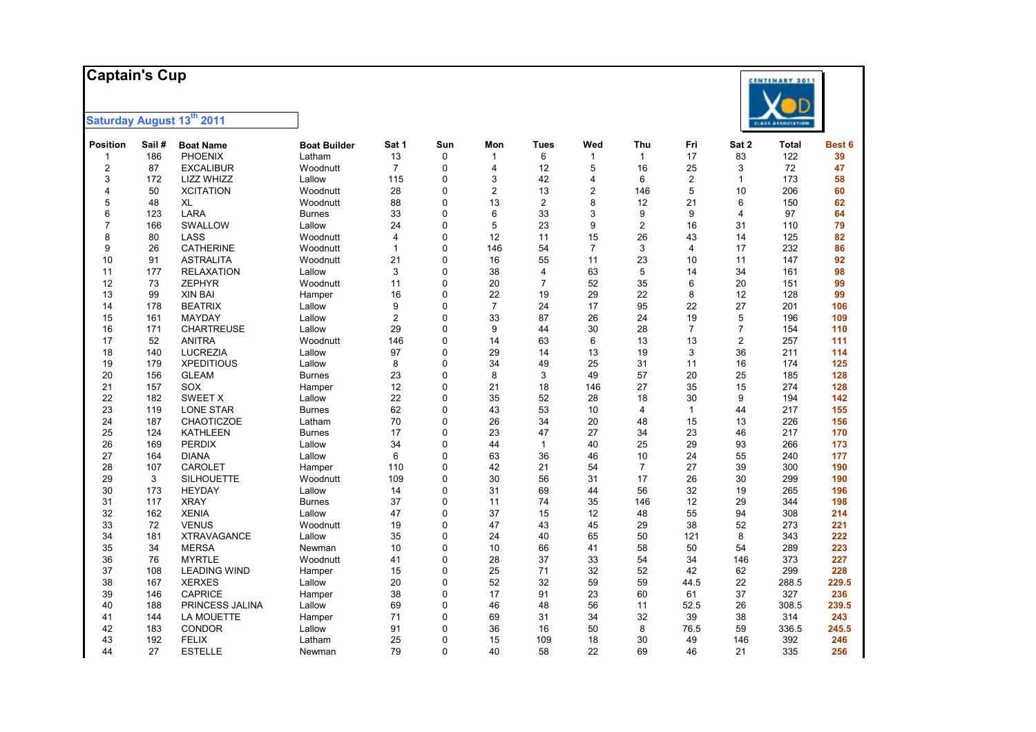# Captain's Cup

**Saturday August 13th 2011**

| Position | Sail # | Boat Name | Boat Builder | Sat 1 | Sun | Mon | Tues | Wed | Thu | Fri | Sat 2 | Total | Best 6 |
|---|---|---|---|---|---|---|---|---|---|---|---|---|---|
| 1 | 186 | PHOENIX | Latham | 13 | 0 | 1 | 6 | 1 | 1 | 17 | 83 | 122 | 39 |
| 2 | 87 | EXCALIBUR | Woodnutt | 7 | 0 | 4 | 12 | 5 | 16 | 25 | 3 | 72 | 47 |
| 3 | 172 | LIZZ WHIZZ | Lallow | 115 | 0 | 3 | 42 | 4 | 6 | 2 | 1 | 173 | 58 |
| 4 | 50 | XCITATION | Woodnutt | 28 | 0 | 2 | 13 | 2 | 146 | 5 | 10 | 206 | 60 |
| 5 | 48 | XL | Woodnutt | 88 | 0 | 13 | 2 | 8 | 12 | 21 | 6 | 150 | 62 |
| 6 | 123 | LARA | Burnes | 33 | 0 | 6 | 33 | 3 | 9 | 9 | 4 | 97 | 64 |
| 7 | 166 | SWALLOW | Lallow | 24 | 0 | 5 | 23 | 9 | 2 | 16 | 31 | 110 | 79 |
| 8 | 80 | LASS | Woodnutt | 4 | 0 | 12 | 11 | 15 | 26 | 43 | 14 | 125 | 82 |
| 9 | 26 | CATHERINE | Woodnutt | 1 | 0 | 146 | 54 | 7 | 3 | 4 | 17 | 232 | 86 |
| 10 | 91 | ASTRALITA | Woodnutt | 21 | 0 | 16 | 55 | 11 | 23 | 10 | 11 | 147 | 92 |
| 11 | 177 | RELAXATION | Lallow | 3 | 0 | 38 | 4 | 63 | 5 | 14 | 34 | 161 | 98 |
| 12 | 73 | ZEPHYR | Woodnutt | 11 | 0 | 20 | 7 | 52 | 35 | 6 | 20 | 151 | 99 |
| 13 | 99 | XIN BAI | Hamper | 16 | 0 | 22 | 19 | 29 | 22 | 8 | 12 | 128 | 99 |
| 14 | 178 | BEATRIX | Lallow | 9 | 0 | 7 | 24 | 17 | 95 | 22 | 27 | 201 | 106 |
| 15 | 161 | MAYDAY | Lallow | 2 | 0 | 33 | 87 | 26 | 24 | 19 | 5 | 196 | 109 |
| 16 | 171 | CHARTREUSE | Lallow | 29 | 0 | 9 | 44 | 30 | 28 | 7 | 7 | 154 | 110 |
| 17 | 52 | ANITRA | Woodnutt | 146 | 0 | 14 | 63 | 6 | 13 | 13 | 2 | 257 | 111 |
| 18 | 140 | LUCREZIA | Lallow | 97 | 0 | 29 | 14 | 13 | 19 | 3 | 36 | 211 | 114 |
| 19 | 179 | XPEDITIOUS | Lallow | 8 | 0 | 34 | 49 | 25 | 31 | 11 | 16 | 174 | 125 |
| 20 | 156 | GLEAM | Burnes | 23 | 0 | 8 | 3 | 49 | 57 | 20 | 25 | 185 | 128 |
| 21 | 157 | SOX | Hamper | 12 | 0 | 21 | 18 | 146 | 27 | 35 | 15 | 274 | 128 |
| 22 | 182 | SWEET X | Lallow | 22 | 0 | 35 | 52 | 28 | 18 | 30 | 9 | 194 | 142 |
| 23 | 119 | LONE STAR | Burnes | 62 | 0 | 43 | 53 | 10 | 4 | 1 | 44 | 217 | 155 |
| 24 | 187 | CHAOTICZOE | Latham | 70 | 0 | 26 | 34 | 20 | 48 | 15 | 13 | 226 | 156 |
| 25 | 124 | KATHLEEN | Burnes | 17 | 0 | 23 | 47 | 27 | 34 | 23 | 46 | 217 | 170 |
| 26 | 169 | PERDIX | Lallow | 34 | 0 | 44 | 1 | 40 | 25 | 29 | 93 | 266 | 173 |
| 27 | 164 | DIANA | Lallow | 6 | 0 | 63 | 36 | 46 | 10 | 24 | 55 | 240 | 177 |
| 28 | 107 | CAROLET | Hamper | 110 | 0 | 42 | 21 | 54 | 7 | 27 | 39 | 300 | 190 |
| 29 | 3 | SILHOUETTE | Woodnutt | 109 | 0 | 30 | 56 | 31 | 17 | 26 | 30 | 299 | 190 |
| 30 | 173 | HEYDAY | Lallow | 14 | 0 | 31 | 69 | 44 | 56 | 32 | 19 | 265 | 196 |
| 31 | 117 | XRAY | Burnes | 37 | 0 | 11 | 74 | 35 | 146 | 12 | 29 | 344 | 198 |
| 32 | 162 | XENIA | Lallow | 47 | 0 | 37 | 15 | 12 | 48 | 55 | 94 | 308 | 214 |
| 33 | 72 | VENUS | Woodnutt | 19 | 0 | 47 | 43 | 45 | 29 | 38 | 52 | 273 | 221 |
| 34 | 181 | XTRAVAGANCE | Lallow | 35 | 0 | 24 | 40 | 65 | 50 | 121 | 8 | 343 | 222 |
| 35 | 34 | MERSA | Newman | 10 | 0 | 10 | 66 | 41 | 58 | 50 | 54 | 289 | 223 |
| 36 | 76 | MYRTLE | Woodnutt | 41 | 0 | 28 | 37 | 33 | 54 | 34 | 146 | 373 | 227 |
| 37 | 108 | LEADING WIND | Hamper | 15 | 0 | 25 | 71 | 32 | 52 | 42 | 62 | 299 | 228 |
| 38 | 167 | XERXES | Lallow | 20 | 0 | 52 | 32 | 59 | 59 | 44.5 | 22 | 288.5 | 229.5 |
| 39 | 146 | CAPRICE | Hamper | 38 | 0 | 17 | 91 | 23 | 60 | 61 | 37 | 327 | 236 |
| 40 | 188 | PRINCESS JALINA | Lallow | 69 | 0 | 46 | 48 | 56 | 11 | 52.5 | 26 | 308.5 | 239.5 |
| 41 | 144 | LA MOUETTE | Hamper | 71 | 0 | 69 | 31 | 34 | 32 | 39 | 38 | 314 | 243 |
| 42 | 183 | CONDOR | Lallow | 91 | 0 | 36 | 16 | 50 | 8 | 76.5 | 59 | 336.5 | 245.5 |
| 43 | 192 | FELIX | Latham | 25 | 0 | 15 | 109 | 18 | 30 | 49 | 146 | 392 | 246 |
| 44 | 27 | ESTELLE | Newman | 79 | 0 | 40 | 58 | 22 | 69 | 46 | 21 | 335 | 256 |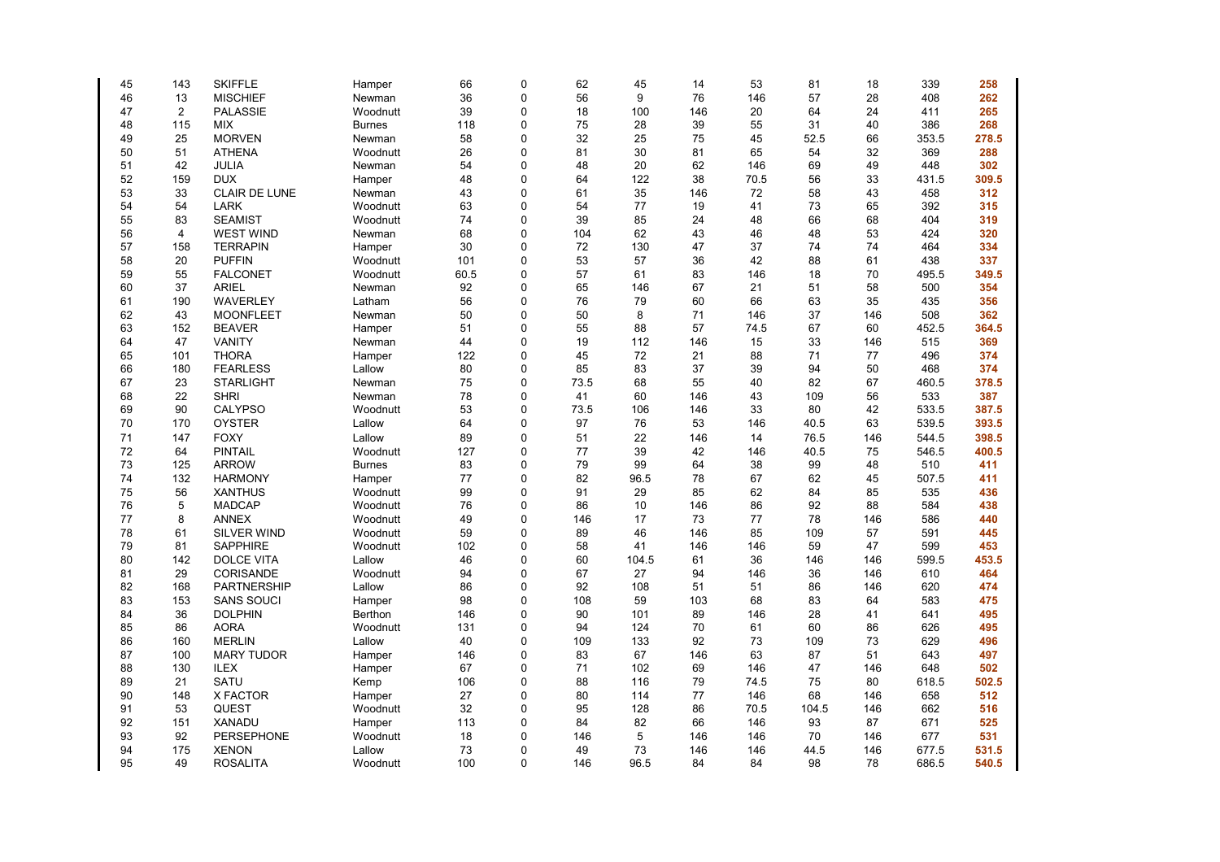| | | | | | | | | | | | | | |
|---|---|---|---|---|---|---|---|---|---|---|---|---|---|
| 45 | 143 | SKIFFLE | Hamper | 66 | 0 | 62 | 45 | 14 | 53 | 81 | 18 | 339 | **258** |
| 46 | 13 | MISCHIEF | Newman | 36 | 0 | 56 | 9 | 76 | 146 | 57 | 28 | 408 | **262** |
| 47 | 2 | PALASSIE | Woodnutt | 39 | 0 | 18 | 100 | 146 | 20 | 64 | 24 | 411 | **265** |
| 48 | 115 | MIX | Burnes | 118 | 0 | 75 | 28 | 39 | 55 | 31 | 40 | 386 | **268** |
| 49 | 25 | MORVEN | Newman | 58 | 0 | 32 | 25 | 75 | 45 | 52.5 | 66 | 353.5 | **278.5** |
| 50 | 51 | ATHENA | Woodnutt | 26 | 0 | 81 | 30 | 81 | 65 | 54 | 32 | 369 | **288** |
| 51 | 42 | JULIA | Newman | 54 | 0 | 48 | 20 | 62 | 146 | 69 | 49 | 448 | **302** |
| 52 | 159 | DUX | Hamper | 48 | 0 | 64 | 122 | 38 | 70.5 | 56 | 33 | 431.5 | **309.5** |
| 53 | 33 | CLAIR DE LUNE | Newman | 43 | 0 | 61 | 35 | 146 | 72 | 58 | 43 | 458 | **312** |
| 54 | 54 | LARK | Woodnutt | 63 | 0 | 54 | 77 | 19 | 41 | 73 | 65 | 392 | **315** |
| 55 | 83 | SEAMIST | Woodnutt | 74 | 0 | 39 | 85 | 24 | 48 | 66 | 68 | 404 | **319** |
| 56 | 4 | WEST WIND | Newman | 68 | 0 | 104 | 62 | 43 | 46 | 48 | 53 | 424 | **320** |
| 57 | 158 | TERRAPIN | Hamper | 30 | 0 | 72 | 130 | 47 | 37 | 74 | 74 | 464 | **334** |
| 58 | 20 | PUFFIN | Woodnutt | 101 | 0 | 53 | 57 | 36 | 42 | 88 | 61 | 438 | **337** |
| 59 | 55 | FALCONET | Woodnutt | 60.5 | 0 | 57 | 61 | 83 | 146 | 18 | 70 | 495.5 | **349.5** |
| 60 | 37 | ARIEL | Newman | 92 | 0 | 65 | 146 | 67 | 21 | 51 | 58 | 500 | **354** |
| 61 | 190 | WAVERLEY | Latham | 56 | 0 | 76 | 79 | 60 | 66 | 63 | 35 | 435 | **356** |
| 62 | 43 | MOONFLEET | Newman | 50 | 0 | 50 | 8 | 71 | 146 | 37 | 146 | 508 | **362** |
| 63 | 152 | BEAVER | Hamper | 51 | 0 | 55 | 88 | 57 | 74.5 | 67 | 60 | 452.5 | **364.5** |
| 64 | 47 | VANITY | Newman | 44 | 0 | 19 | 112 | 146 | 15 | 33 | 146 | 515 | **369** |
| 65 | 101 | THORA | Hamper | 122 | 0 | 45 | 72 | 21 | 88 | 71 | 77 | 496 | **374** |
| 66 | 180 | FEARLESS | Lallow | 80 | 0 | 85 | 83 | 37 | 39 | 94 | 50 | 468 | **374** |
| 67 | 23 | STARLIGHT | Newman | 75 | 0 | 73.5 | 68 | 55 | 40 | 82 | 67 | 460.5 | **378.5** |
| 68 | 22 | SHRI | Newman | 78 | 0 | 41 | 60 | 146 | 43 | 109 | 56 | 533 | **387** |
| 69 | 90 | CALYPSO | Woodnutt | 53 | 0 | 73.5 | 106 | 146 | 33 | 80 | 42 | 533.5 | **387.5** |
| 70 | 170 | OYSTER | Lallow | 64 | 0 | 97 | 76 | 53 | 146 | 40.5 | 63 | 539.5 | **393.5** |
| 71 | 147 | FOXY | Lallow | 89 | 0 | 51 | 22 | 146 | 14 | 76.5 | 146 | 544.5 | **398.5** |
| 72 | 64 | PINTAIL | Woodnutt | 127 | 0 | 77 | 39 | 42 | 146 | 40.5 | 75 | 546.5 | **400.5** |
| 73 | 125 | ARROW | Burnes | 83 | 0 | 79 | 99 | 64 | 38 | 99 | 48 | 510 | **411** |
| 74 | 132 | HARMONY | Hamper | 77 | 0 | 82 | 96.5 | 78 | 67 | 62 | 45 | 507.5 | **411** |
| 75 | 56 | XANTHUS | Woodnutt | 99 | 0 | 91 | 29 | 85 | 62 | 84 | 85 | 535 | **436** |
| 76 | 5 | MADCAP | Woodnutt | 76 | 0 | 86 | 10 | 146 | 86 | 92 | 88 | 584 | **438** |
| 77 | 8 | ANNEX | Woodnutt | 49 | 0 | 146 | 17 | 73 | 77 | 78 | 146 | 586 | **440** |
| 78 | 61 | SILVER WIND | Woodnutt | 59 | 0 | 89 | 46 | 146 | 85 | 109 | 57 | 591 | **445** |
| 79 | 81 | SAPPHIRE | Woodnutt | 102 | 0 | 58 | 41 | 146 | 146 | 59 | 47 | 599 | **453** |
| 80 | 142 | DOLCE VITA | Lallow | 46 | 0 | 60 | 104.5 | 61 | 36 | 146 | 146 | 599.5 | **453.5** |
| 81 | 29 | CORISANDE | Woodnutt | 94 | 0 | 67 | 27 | 94 | 146 | 36 | 146 | 610 | **464** |
| 82 | 168 | PARTNERSHIP | Lallow | 86 | 0 | 92 | 108 | 51 | 51 | 86 | 146 | 620 | **474** |
| 83 | 153 | SANS SOUCI | Hamper | 98 | 0 | 108 | 59 | 103 | 68 | 83 | 64 | 583 | **475** |
| 84 | 36 | DOLPHIN | Berthon | 146 | 0 | 90 | 101 | 89 | 146 | 28 | 41 | 641 | **495** |
| 85 | 86 | AORA | Woodnutt | 131 | 0 | 94 | 124 | 70 | 61 | 60 | 86 | 626 | **495** |
| 86 | 160 | MERLIN | Lallow | 40 | 0 | 109 | 133 | 92 | 73 | 109 | 73 | 629 | **496** |
| 87 | 100 | MARY TUDOR | Hamper | 146 | 0 | 83 | 67 | 146 | 63 | 87 | 51 | 643 | **497** |
| 88 | 130 | ILEX | Hamper | 67 | 0 | 71 | 102 | 69 | 146 | 47 | 146 | 648 | **502** |
| 89 | 21 | SATU | Kemp | 106 | 0 | 88 | 116 | 79 | 74.5 | 75 | 80 | 618.5 | **502.5** |
| 90 | 148 | X FACTOR | Hamper | 27 | 0 | 80 | 114 | 77 | 146 | 68 | 146 | 658 | **512** |
| 91 | 53 | QUEST | Woodnutt | 32 | 0 | 95 | 128 | 86 | 70.5 | 104.5 | 146 | 662 | **516** |
| 92 | 151 | XANADU | Hamper | 113 | 0 | 84 | 82 | 66 | 146 | 93 | 87 | 671 | **525** |
| 93 | 92 | PERSEPHONE | Woodnutt | 18 | 0 | 146 | 5 | 146 | 146 | 70 | 146 | 677 | **531** |
| 94 | 175 | XENON | Lallow | 73 | 0 | 49 | 73 | 146 | 146 | 44.5 | 146 | 677.5 | **531.5** |
| 95 | 49 | ROSALITA | Woodnutt | 100 | 0 | 146 | 96.5 | 84 | 84 | 98 | 78 | 686.5 | **540.5** |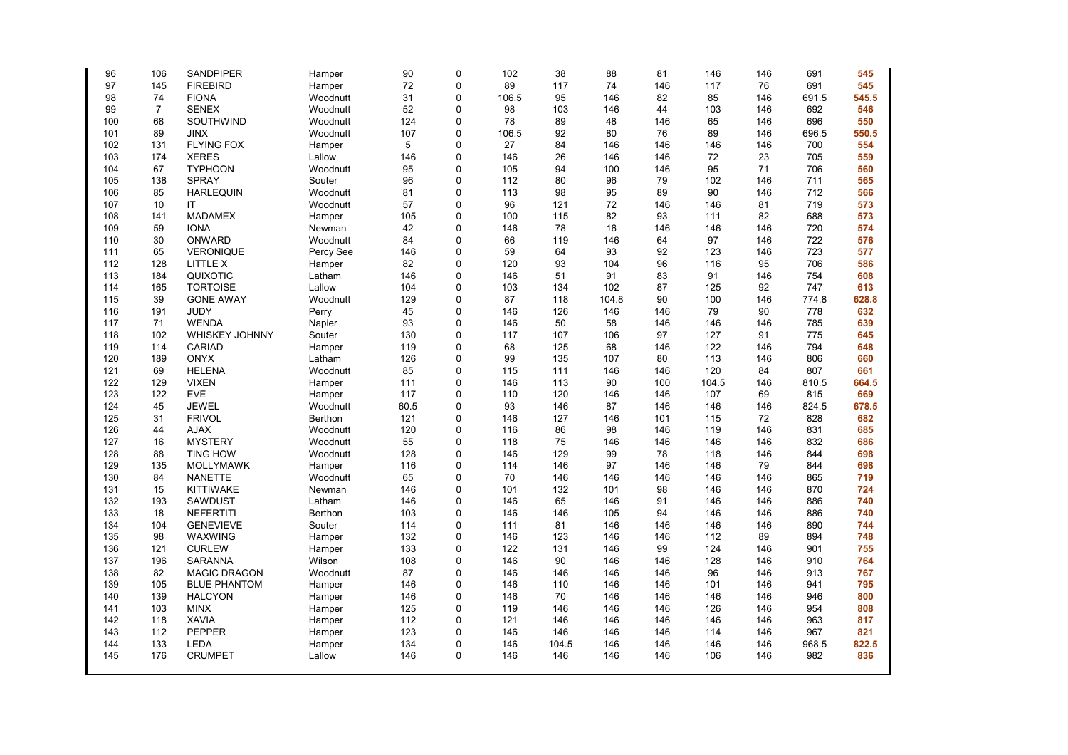| | | | | | | | | | | | | | |
|---|---|---|---|---|---|---|---|---|---|---|---|---|---|
| 96 | 106 | SANDPIPER | Hamper | 90 | 0 | 102 | 38 | 88 | 81 | 146 | 146 | 691 | **545** |
| 97 | 145 | FIREBIRD | Hamper | 72 | 0 | 89 | 117 | 74 | 146 | 117 | 76 | 691 | **545** |
| 98 | 74 | FIONA | Woodnutt | 31 | 0 | 106.5 | 95 | 146 | 82 | 85 | 146 | 691.5 | **545.5** |
| 99 | 7 | SENEX | Woodnutt | 52 | 0 | 98 | 103 | 146 | 44 | 103 | 146 | 692 | **546** |
| 100 | 68 | SOUTHWIND | Woodnutt | 124 | 0 | 78 | 89 | 48 | 146 | 65 | 146 | 696 | **550** |
| 101 | 89 | JINX | Woodnutt | 107 | 0 | 106.5 | 92 | 80 | 76 | 89 | 146 | 696.5 | **550.5** |
| 102 | 131 | FLYING FOX | Hamper | 5 | 0 | 27 | 84 | 146 | 146 | 146 | 146 | 700 | **554** |
| 103 | 174 | XERES | Lallow | 146 | 0 | 146 | 26 | 146 | 146 | 72 | 23 | 705 | **559** |
| 104 | 67 | TYPHOON | Woodnutt | 95 | 0 | 105 | 94 | 100 | 146 | 95 | 71 | 706 | **560** |
| 105 | 138 | SPRAY | Souter | 96 | 0 | 112 | 80 | 96 | 79 | 102 | 146 | 711 | **565** |
| 106 | 85 | HARLEQUIN | Woodnutt | 81 | 0 | 113 | 98 | 95 | 89 | 90 | 146 | 712 | **566** |
| 107 | 10 | IT | Woodnutt | 57 | 0 | 96 | 121 | 72 | 146 | 146 | 81 | 719 | **573** |
| 108 | 141 | MADAMEX | Hamper | 105 | 0 | 100 | 115 | 82 | 93 | 111 | 82 | 688 | **573** |
| 109 | 59 | IONA | Newman | 42 | 0 | 146 | 78 | 16 | 146 | 146 | 146 | 720 | **574** |
| 110 | 30 | ONWARD | Woodnutt | 84 | 0 | 66 | 119 | 146 | 64 | 97 | 146 | 722 | **576** |
| 111 | 65 | VERONIQUE | Percy See | 146 | 0 | 59 | 64 | 93 | 92 | 123 | 146 | 723 | **577** |
| 112 | 128 | LITTLE X | Hamper | 82 | 0 | 120 | 93 | 104 | 96 | 116 | 95 | 706 | **586** |
| 113 | 184 | QUIXOTIC | Latham | 146 | 0 | 146 | 51 | 91 | 83 | 91 | 146 | 754 | **608** |
| 114 | 165 | TORTOISE | Lallow | 104 | 0 | 103 | 134 | 102 | 87 | 125 | 92 | 747 | **613** |
| 115 | 39 | GONE AWAY | Woodnutt | 129 | 0 | 87 | 118 | 104.8 | 90 | 100 | 146 | 774.8 | **628.8** |
| 116 | 191 | JUDY | Perry | 45 | 0 | 146 | 126 | 146 | 146 | 79 | 90 | 778 | **632** |
| 117 | 71 | WENDA | Napier | 93 | 0 | 146 | 50 | 58 | 146 | 146 | 146 | 785 | **639** |
| 118 | 102 | WHISKEY JOHNNY | Souter | 130 | 0 | 117 | 107 | 106 | 97 | 127 | 91 | 775 | **645** |
| 119 | 114 | CARIAD | Hamper | 119 | 0 | 68 | 125 | 68 | 146 | 122 | 146 | 794 | **648** |
| 120 | 189 | ONYX | Latham | 126 | 0 | 99 | 135 | 107 | 80 | 113 | 146 | 806 | **660** |
| 121 | 69 | HELENA | Woodnutt | 85 | 0 | 115 | 111 | 146 | 146 | 120 | 84 | 807 | **661** |
| 122 | 129 | VIXEN | Hamper | 111 | 0 | 146 | 113 | 90 | 100 | 104.5 | 146 | 810.5 | **664.5** |
| 123 | 122 | EVE | Hamper | 117 | 0 | 110 | 120 | 146 | 146 | 107 | 69 | 815 | **669** |
| 124 | 45 | JEWEL | Woodnutt | 60.5 | 0 | 93 | 146 | 87 | 146 | 146 | 146 | 824.5 | **678.5** |
| 125 | 31 | FRIVOL | Berthon | 121 | 0 | 146 | 127 | 146 | 101 | 115 | 72 | 828 | **682** |
| 126 | 44 | AJAX | Woodnutt | 120 | 0 | 116 | 86 | 98 | 146 | 119 | 146 | 831 | **685** |
| 127 | 16 | MYSTERY | Woodnutt | 55 | 0 | 118 | 75 | 146 | 146 | 146 | 146 | 832 | **686** |
| 128 | 88 | TING HOW | Woodnutt | 128 | 0 | 146 | 129 | 99 | 78 | 118 | 146 | 844 | **698** |
| 129 | 135 | MOLLYMAWK | Hamper | 116 | 0 | 114 | 146 | 97 | 146 | 146 | 79 | 844 | **698** |
| 130 | 84 | NANETTE | Woodnutt | 65 | 0 | 70 | 146 | 146 | 146 | 146 | 146 | 865 | **719** |
| 131 | 15 | KITTIWAKE | Newman | 146 | 0 | 101 | 132 | 101 | 98 | 146 | 146 | 870 | **724** |
| 132 | 193 | SAWDUST | Latham | 146 | 0 | 146 | 65 | 146 | 91 | 146 | 146 | 886 | **740** |
| 133 | 18 | NEFERTITI | Berthon | 103 | 0 | 146 | 146 | 105 | 94 | 146 | 146 | 886 | **740** |
| 134 | 104 | GENEVIEVE | Souter | 114 | 0 | 111 | 81 | 146 | 146 | 146 | 146 | 890 | **744** |
| 135 | 98 | WAXWING | Hamper | 132 | 0 | 146 | 123 | 146 | 146 | 112 | 89 | 894 | **748** |
| 136 | 121 | CURLEW | Hamper | 133 | 0 | 122 | 131 | 146 | 99 | 124 | 146 | 901 | **755** |
| 137 | 196 | SARANNA | Wilson | 108 | 0 | 146 | 90 | 146 | 146 | 128 | 146 | 910 | **764** |
| 138 | 82 | MAGIC DRAGON | Woodnutt | 87 | 0 | 146 | 146 | 146 | 146 | 96 | 146 | 913 | **767** |
| 139 | 105 | BLUE PHANTOM | Hamper | 146 | 0 | 146 | 110 | 146 | 146 | 101 | 146 | 941 | **795** |
| 140 | 139 | HALCYON | Hamper | 146 | 0 | 146 | 70 | 146 | 146 | 146 | 146 | 946 | **800** |
| 141 | 103 | MINX | Hamper | 125 | 0 | 119 | 146 | 146 | 146 | 126 | 146 | 954 | **808** |
| 142 | 118 | XAVIA | Hamper | 112 | 0 | 121 | 146 | 146 | 146 | 146 | 146 | 963 | **817** |
| 143 | 112 | PEPPER | Hamper | 123 | 0 | 146 | 146 | 146 | 146 | 114 | 146 | 967 | **821** |
| 144 | 133 | LEDA | Hamper | 134 | 0 | 146 | 104.5 | 146 | 146 | 146 | 146 | 968.5 | **822.5** |
| 145 | 176 | CRUMPET | Lallow | 146 | 0 | 146 | 146 | 146 | 146 | 106 | 146 | 982 | **836** |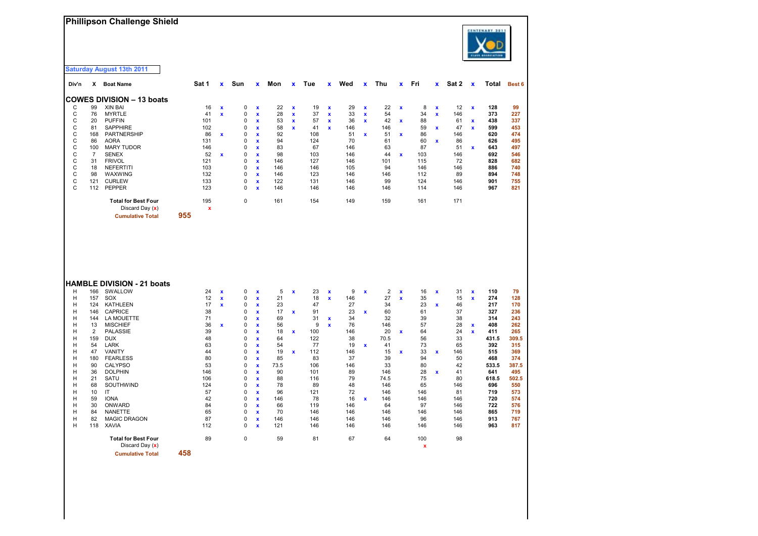# Phillipson Challenge Shield

**Saturday August 13th 2011**

| Div'n | X | Boat Name | Sat 1 | x | Sun | x | Mon | x | Tue | x | Wed | x | Thu | x | Fri | x | Sat 2 | x | Total | Best 6 |
|---|---|---|---|---|---|---|---|---|---|---|---|---|---|---|---|---|---|---|---|---|
| **COWES DIVISION – 13 boats** | | | | | | | | | | | | | | | | | | | | |
| C | 99 | XIN BAI | 16 | x | 0 | x | 22 | x | 19 | x | 29 | x | 22 | x | 8 | x | 12 | x | 128 | 99 |
| C | 76 | MYRTLE | 41 | x | 0 | x | 28 | x | 37 | x | 33 | x | 54 | | 34 | x | 146 | | 373 | 227 |
| C | 20 | PUFFIN | 101 | | 0 | x | 53 | x | 57 | x | 36 | x | 42 | x | 88 | | 61 | x | 438 | 337 |
| C | 81 | SAPPHIRE | 102 | | 0 | x | 58 | x | 41 | x | 146 | | 146 | | 59 | x | 47 | x | 599 | 453 |
| C | 168 | PARTNERSHIP | 86 | x | 0 | x | 92 | | 108 | | 51 | x | 51 | x | 86 | | 146 | | 620 | 474 |
| C | 86 | AORA | 131 | | 0 | x | 94 | | 124 | | 70 | | 61 | | 60 | x | 86 | | 626 | 495 |
| C | 100 | MARY TUDOR | 146 | | 0 | x | 83 | | 67 | | 146 | | 63 | | 87 | | 51 | x | 643 | 497 |
| C | 7 | SENEX | 52 | x | 0 | x | 98 | | 103 | | 146 | | 44 | x | 103 | | 146 | | 692 | 546 |
| C | 31 | FRIVOL | 121 | | 0 | x | 146 | | 127 | | 146 | | 101 | | 115 | | 72 | | 828 | 682 |
| C | 18 | NEFERTITI | 103 | | 0 | x | 146 | | 146 | | 105 | | 94 | | 146 | | 146 | | 886 | 740 |
| C | 98 | WAXWING | 132 | | 0 | x | 146 | | 123 | | 146 | | 146 | | 112 | | 89 | | 894 | 748 |
| C | 121 | CURLEW | 133 | | 0 | x | 122 | | 131 | | 146 | | 99 | | 124 | | 146 | | 901 | 755 |
| C | 112 | PEPPER | 123 | | 0 | x | 146 | | 146 | | 146 | | 146 | | 114 | | 146 | | 967 | 821 |
| | | **Total for Best Four** | 195 | | 0 | | 161 | | 154 | | 149 | | 159 | | 161 | | 171 | | | |
| | | Discard Day (x) | x | | | | | | | | | | | | | | | | | |
| | | **Cumulative Total** 955 | | | | | | | | | | | | | | | | | | |

| Div'n | X | Boat Name | Sat 1 | x | Sun | x | Mon | x | Tue | x | Wed | x | Thu | x | Fri | x | Sat 2 | x | Total | Best 6 |
|---|---|---|---|---|---|---|---|---|---|---|---|---|---|---|---|---|---|---|---|---|
| **HAMBLE DIVISION - 21 boats** | | | | | | | | | | | | | | | | | | | | |
| H | 166 | SWALLOW | 24 | x | 0 | x | 5 | x | 23 | x | 9 | x | 2 | x | 16 | x | 31 | x | 110 | 79 |
| H | 157 | SOX | 12 | x | 0 | x | 21 | | 18 | x | 146 | | 27 | x | 35 | | 15 | x | 274 | 128 |
| H | 124 | KATHLEEN | 17 | x | 0 | x | 23 | | 47 | | 27 | | 34 | | 23 | x | 46 | | 217 | 170 |
| H | 146 | CAPRICE | 38 | | 0 | x | 17 | x | 91 | | 23 | x | 60 | | 61 | | 37 | | 327 | 236 |
| H | 144 | LA MOUETTE | 71 | | 0 | x | 69 | | 31 | x | 34 | | 32 | | 39 | | 38 | | 314 | 243 |
| H | 13 | MISCHIEF | 36 | x | 0 | x | 56 | | 9 | x | 76 | | 146 | | 57 | | 28 | x | 408 | 262 |
| H | 2 | PALASSIE | 39 | | 0 | x | 18 | x | 100 | | 146 | | 20 | x | 64 | | 24 | x | 411 | 265 |
| H | 159 | DUX | 48 | | 0 | x | 64 | | 122 | | 38 | | 70.5 | | 56 | | 33 | | 431.5 | 309.5 |
| H | 54 | LARK | 63 | | 0 | x | 54 | | 77 | | 19 | x | 41 | | 73 | | 65 | | 392 | 315 |
| H | 47 | VANITY | 44 | | 0 | x | 19 | x | 112 | | 146 | | 15 | x | 33 | x | 146 | | 515 | 369 |
| H | 180 | FEARLESS | 80 | | 0 | x | 85 | | 83 | | 37 | | 39 | | 94 | | 50 | | 468 | 374 |
| H | 90 | CALYPSO | 53 | | 0 | x | 73.5 | | 106 | | 146 | | 33 | | 80 | | 42 | | 533.5 | 387.5 |
| H | 36 | DOLPHIN | 146 | | 0 | x | 90 | | 101 | | 89 | | 146 | | 28 | x | 41 | | 641 | 495 |
| H | 21 | SATU | 106 | | 0 | x | 88 | | 116 | | 79 | | 74.5 | | 75 | | 80 | | 618.5 | 502.5 |
| H | 68 | SOUTHWIND | 124 | | 0 | x | 78 | | 89 | | 48 | | 146 | | 65 | | 146 | | 696 | 550 |
| H | 10 | IT | 57 | | 0 | x | 96 | | 121 | | 72 | | 146 | | 146 | | 81 | | 719 | 573 |
| H | 59 | IONA | 42 | | 0 | x | 146 | | 78 | | 16 | x | 146 | | 146 | | 146 | | 720 | 574 |
| H | 30 | ONWARD | 84 | | 0 | x | 66 | | 119 | | 146 | | 64 | | 97 | | 146 | | 722 | 576 |
| H | 84 | NANETTE | 65 | | 0 | x | 70 | | 146 | | 146 | | 146 | | 146 | | 146 | | 865 | 719 |
| H | 82 | MAGIC DRAGON | 87 | | 0 | x | 146 | | 146 | | 146 | | 146 | | 96 | | 146 | | 913 | 767 |
| H | 118 | XAVIA | 112 | | 0 | x | 121 | | 146 | | 146 | | 146 | | 146 | | 146 | | 963 | 817 |
| | | **Total for Best Four** | 89 | | 0 | | 59 | | 81 | | 67 | | 64 | | 100 | | 98 | | | |
| | | Discard Day (x) | | | | | | | | | | | | | x | | | | | |
| | | **Cumulative Total** 458 | | | | | | | | | | | | | | | | | | |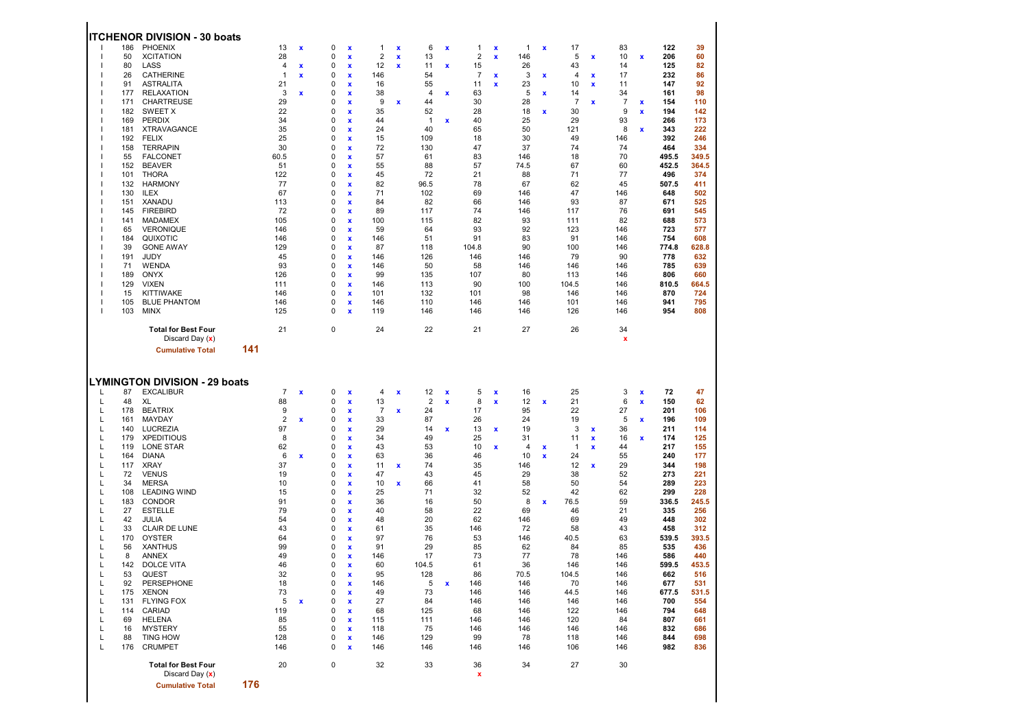## ITCHENOR DIVISION - 30 boats

| Div | No. | Boat | D1 | | D2 | | D3 | | D4 | | D5 | | D6 | | D7 | | D8 | | Total | Nett |
|---|---|---|---|---|---|---|---|---|---|---|---|---|---|---|---|---|---|---|---|---|
| I | 186 | PHOENIX | 13 | x | 0 | x | 1 | x | 6 | x | 1 | x | 1 | x | 17 | | 83 | | 122 | 39 |
| I | 50 | XCITATION | 28 | | 0 | x | 2 | x | 13 | | 2 | x | 146 | | 5 | x | 10 | x | 206 | 60 |
| I | 80 | LASS | 4 | x | 0 | x | 12 | x | 11 | x | 15 | | 26 | | 43 | | 14 | | 125 | 82 |
| I | 26 | CATHERINE | 1 | x | 0 | x | 146 | | 54 | | 7 | x | 3 | x | 4 | x | 17 | | 232 | 86 |
| I | 91 | ASTRALITA | 21 | | 0 | x | 16 | | 55 | | 11 | x | 23 | | 10 | x | 11 | | 147 | 92 |
| I | 177 | RELAXATION | 3 | x | 0 | x | 38 | | 4 | x | 63 | | 5 | x | 14 | | 34 | | 161 | 98 |
| I | 171 | CHARTREUSE | 29 | | 0 | x | 9 | x | 44 | | 30 | | 28 | | 7 | x | 7 | x | 154 | 110 |
| I | 182 | SWEET X | 22 | | 0 | x | 35 | | 52 | | 28 | | 18 | x | 30 | | 9 | x | 194 | 142 |
| I | 169 | PERDIX | 34 | | 0 | x | 44 | | 1 | x | 40 | | 25 | | 29 | | 93 | | 266 | 173 |
| I | 181 | XTRAVAGANCE | 35 | | 0 | x | 24 | | 40 | | 65 | | 50 | | 121 | | 8 | x | 343 | 222 |
| I | 192 | FELIX | 25 | | 0 | x | 15 | | 109 | | 18 | | 30 | | 49 | | 146 | | 392 | 246 |
| I | 158 | TERRAPIN | 30 | | 0 | x | 72 | | 130 | | 47 | | 37 | | 74 | | 74 | | 464 | 334 |
| I | 55 | FALCONET | 60.5 | | 0 | x | 57 | | 61 | | 83 | | 146 | | 18 | | 70 | | 495.5 | 349.5 |
| I | 152 | BEAVER | 51 | | 0 | x | 55 | | 88 | | 57 | | 74.5 | | 67 | | 60 | | 452.5 | 364.5 |
| I | 101 | THORA | 122 | | 0 | x | 45 | | 72 | | 21 | | 88 | | 71 | | 77 | | 496 | 374 |
| I | 132 | HARMONY | 77 | | 0 | x | 82 | | 96.5 | | 78 | | 67 | | 62 | | 45 | | 507.5 | 411 |
| I | 130 | ILEX | 67 | | 0 | x | 71 | | 102 | | 69 | | 146 | | 47 | | 146 | | 648 | 502 |
| I | 151 | XANADU | 113 | | 0 | x | 84 | | 82 | | 66 | | 146 | | 93 | | 87 | | 671 | 525 |
| I | 145 | FIREBIRD | 72 | | 0 | x | 89 | | 117 | | 74 | | 146 | | 117 | | 76 | | 691 | 545 |
| I | 141 | MADAMEX | 105 | | 0 | x | 100 | | 115 | | 82 | | 93 | | 111 | | 82 | | 688 | 573 |
| I | 65 | VERONIQUE | 146 | | 0 | x | 59 | | 64 | | 93 | | 92 | | 123 | | 146 | | 723 | 577 |
| I | 184 | QUIXOTIC | 146 | | 0 | x | 146 | | 51 | | 91 | | 83 | | 91 | | 146 | | 754 | 608 |
| I | 39 | GONE AWAY | 129 | | 0 | x | 87 | | 118 | | 104.8 | | 90 | | 100 | | 146 | | 774.8 | 628.8 |
| I | 191 | JUDY | 45 | | 0 | x | 146 | | 126 | | 146 | | 146 | | 79 | | 90 | | 778 | 632 |
| I | 71 | WENDA | 93 | | 0 | x | 146 | | 50 | | 58 | | 146 | | 146 | | 146 | | 785 | 639 |
| I | 189 | ONYX | 126 | | 0 | x | 99 | | 135 | | 107 | | 80 | | 113 | | 146 | | 806 | 660 |
| I | 129 | VIXEN | 111 | | 0 | x | 146 | | 113 | | 90 | | 100 | | 104.5 | | 146 | | 810.5 | 664.5 |
| I | 15 | KITTIWAKE | 146 | | 0 | x | 101 | | 132 | | 101 | | 98 | | 146 | | 146 | | 870 | 724 |
| I | 105 | BLUE PHANTOM | 146 | | 0 | x | 146 | | 110 | | 146 | | 146 | | 101 | | 146 | | 941 | 795 |
| I | 103 | MINX | 125 | | 0 | x | 119 | | 146 | | 146 | | 146 | | 126 | | 146 | | 954 | 808 |
| | | **Total for Best Four** | 21 | | 0 | | 24 | | 22 | | 21 | | 27 | | 26 | | 34 | | | |
| | | Discard Day (x) | | | | | | | | | | | | | | | x | | | |
| | | **Cumulative Total** | **141** | | | | | | | | | | | | | | | | | |

## LYMINGTON DIVISION - 29 boats

| Div | No. | Boat | D1 | | D2 | | D3 | | D4 | | D5 | | D6 | | D7 | | D8 | | Total | Nett |
|---|---|---|---|---|---|---|---|---|---|---|---|---|---|---|---|---|---|---|---|---|
| L | 87 | EXCALIBUR | 7 | x | 0 | x | 4 | x | 12 | x | 5 | x | 16 | | 25 | | 3 | x | 72 | 47 |
| L | 48 | XL | 88 | | 0 | x | 13 | | 2 | x | 8 | x | 12 | x | 21 | | 6 | x | 150 | 62 |
| L | 178 | BEATRIX | 9 | | 0 | x | 7 | x | 24 | | 17 | | 95 | | 22 | | 27 | | 201 | 106 |
| L | 161 | MAYDAY | 2 | x | 0 | x | 33 | | 87 | | 26 | | 24 | | 19 | | 5 | x | 196 | 109 |
| L | 140 | LUCREZIA | 97 | | 0 | x | 29 | | 14 | x | 13 | x | 19 | | 3 | x | 36 | | 211 | 114 |
| L | 179 | XPEDITIOUS | 8 | | 0 | x | 34 | | 49 | | 25 | | 31 | | 11 | x | 16 | x | 174 | 125 |
| L | 119 | LONE STAR | 62 | | 0 | x | 43 | | 53 | | 10 | x | 4 | x | 1 | x | 44 | | 217 | 155 |
| L | 164 | DIANA | 6 | x | 0 | x | 63 | | 36 | | 46 | | 10 | x | 24 | | 55 | | 240 | 177 |
| L | 117 | XRAY | 37 | | 0 | x | 11 | x | 74 | | 35 | | 146 | | 12 | x | 29 | | 344 | 198 |
| L | 72 | VENUS | 19 | | 0 | x | 47 | | 43 | | 45 | | 29 | | 38 | | 52 | | 273 | 221 |
| L | 34 | MERSA | 10 | | 0 | x | 10 | x | 66 | | 41 | | 58 | | 50 | | 54 | | 289 | 223 |
| L | 108 | LEADING WIND | 15 | | 0 | x | 25 | | 71 | | 32 | | 52 | | 42 | | 62 | | 299 | 228 |
| L | 183 | CONDOR | 91 | | 0 | x | 36 | | 16 | | 50 | | 8 | x | 76.5 | | 59 | | 336.5 | 245.5 |
| L | 27 | ESTELLE | 79 | | 0 | x | 40 | | 58 | | 22 | | 69 | | 46 | | 21 | | 335 | 256 |
| L | 42 | JULIA | 54 | | 0 | x | 48 | | 20 | | 62 | | 146 | | 69 | | 49 | | 448 | 302 |
| L | 33 | CLAIR DE LUNE | 43 | | 0 | x | 61 | | 35 | | 146 | | 72 | | 58 | | 43 | | 458 | 312 |
| L | 170 | OYSTER | 64 | | 0 | x | 97 | | 76 | | 53 | | 146 | | 40.5 | | 63 | | 539.5 | 393.5 |
| L | 56 | XANTHUS | 99 | | 0 | x | 91 | | 29 | | 85 | | 62 | | 84 | | 85 | | 535 | 436 |
| L | 8 | ANNEX | 49 | | 0 | x | 146 | | 17 | | 73 | | 77 | | 78 | | 146 | | 586 | 440 |
| L | 142 | DOLCE VITA | 46 | | 0 | x | 60 | | 104.5 | | 61 | | 36 | | 146 | | 146 | | 599.5 | 453.5 |
| L | 53 | QUEST | 32 | | 0 | x | 95 | | 128 | | 86 | | 70.5 | | 104.5 | | 146 | | 662 | 516 |
| L | 92 | PERSEPHONE | 18 | | 0 | x | 146 | | 5 | x | 146 | | 146 | | 70 | | 146 | | 677 | 531 |
| L | 175 | XENON | 73 | | 0 | x | 49 | | 73 | | 146 | | 146 | | 44.5 | | 146 | | 677.5 | 531.5 |
| L | 131 | FLYING FOX | 5 | x | 0 | x | 27 | | 84 | | 146 | | 146 | | 146 | | 146 | | 700 | 554 |
| L | 114 | CARIAD | 119 | | 0 | x | 68 | | 125 | | 68 | | 146 | | 122 | | 146 | | 794 | 648 |
| L | 69 | HELENA | 85 | | 0 | x | 115 | | 111 | | 146 | | 146 | | 120 | | 84 | | 807 | 661 |
| L | 16 | MYSTERY | 55 | | 0 | x | 118 | | 75 | | 146 | | 146 | | 146 | | 146 | | 832 | 686 |
| L | 88 | TING HOW | 128 | | 0 | x | 146 | | 129 | | 99 | | 78 | | 118 | | 146 | | 844 | 698 |
| L | 176 | CRUMPET | 146 | | 0 | x | 146 | | 146 | | 146 | | 146 | | 106 | | 146 | | 982 | 836 |
| | | **Total for Best Four** | 20 | | 0 | | 32 | | 33 | | 36 | | 34 | | 27 | | 30 | | | |
| | | Discard Day (x) | | | | | | | | | x | | | | | | | | | |
| | | **Cumulative Total** | **176** | | | | | | | | | | | | | | | | | |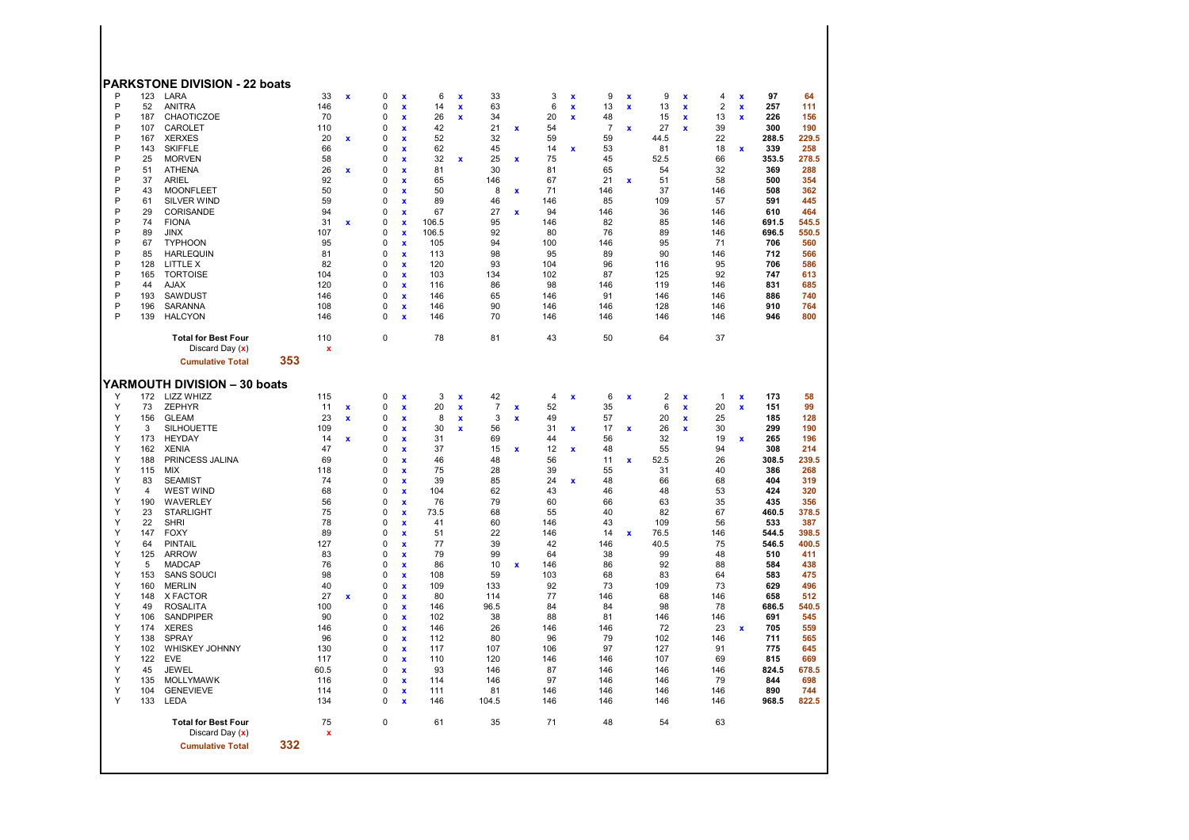## PARKSTONE DIVISION - 22 boats

| | | | | | | | | | | | | | | | | | | | | |
|---|---|---|---|---|---|---|---|---|---|---|---|---|---|---|---|---|---|---|---|---|
| P | 123 | LARA | 33 | x | 0 | x | 6 | x | 33 | | 3 | x | 9 | x | 9 | x | 4 | x | 97 | 64 |
| P | 52 | ANITRA | 146 | | 0 | x | 14 | x | 63 | | 6 | x | 13 | x | 13 | x | 2 | x | 257 | 111 |
| P | 187 | CHAOTICZOE | 70 | | 0 | x | 26 | x | 34 | | 20 | x | 48 | | 15 | x | 13 | x | 226 | 156 |
| P | 107 | CAROLET | 110 | | 0 | x | 42 | | 21 | x | 54 | | 7 | x | 27 | x | 39 | | 300 | 190 |
| P | 167 | XERXES | 20 | x | 0 | x | 52 | | 32 | | 59 | | 59 | | 44.5 | | 22 | | 288.5 | 229.5 |
| P | 143 | SKIFFLE | 66 | | 0 | x | 62 | | 45 | | 14 | x | 53 | | 81 | | 18 | x | 339 | 258 |
| P | 25 | MORVEN | 58 | | 0 | x | 32 | x | 25 | x | 75 | | 45 | | 52.5 | | 66 | | 353.5 | 278.5 |
| P | 51 | ATHENA | 26 | x | 0 | x | 81 | | 30 | | 81 | | 65 | | 54 | | 32 | | 369 | 288 |
| P | 37 | ARIEL | 92 | | 0 | x | 65 | | 146 | | 67 | | 21 | x | 51 | | 58 | | 500 | 354 |
| P | 43 | MOONFLEET | 50 | | 0 | x | 50 | | 8 | x | 71 | | 146 | | 37 | | 146 | | 508 | 362 |
| P | 61 | SILVER WIND | 59 | | 0 | x | 89 | | 46 | | 146 | | 85 | | 109 | | 57 | | 591 | 445 |
| P | 29 | CORISANDE | 94 | | 0 | x | 67 | | 27 | x | 94 | | 146 | | 36 | | 146 | | 610 | 464 |
| P | 74 | FIONA | 31 | x | 0 | x | 106.5 | | 95 | | 146 | | 82 | | 85 | | 146 | | 691.5 | 545.5 |
| P | 89 | JINX | 107 | | 0 | x | 106.5 | | 92 | | 80 | | 76 | | 89 | | 146 | | 696.5 | 550.5 |
| P | 67 | TYPHOON | 95 | | 0 | x | 105 | | 94 | | 100 | | 146 | | 95 | | 71 | | 706 | 560 |
| P | 85 | HARLEQUIN | 81 | | 0 | x | 113 | | 98 | | 95 | | 89 | | 90 | | 146 | | 712 | 566 |
| P | 128 | LITTLE X | 82 | | 0 | x | 120 | | 93 | | 104 | | 96 | | 116 | | 95 | | 706 | 586 |
| P | 165 | TORTOISE | 104 | | 0 | x | 103 | | 134 | | 102 | | 87 | | 125 | | 92 | | 747 | 613 |
| P | 44 | AJAX | 120 | | 0 | x | 116 | | 86 | | 98 | | 146 | | 119 | | 146 | | 831 | 685 |
| P | 193 | SAWDUST | 146 | | 0 | x | 146 | | 65 | | 146 | | 91 | | 146 | | 146 | | 886 | 740 |
| P | 196 | SARANNA | 108 | | 0 | x | 146 | | 90 | | 146 | | 146 | | 128 | | 146 | | 910 | 764 |
| P | 139 | HALCYON | 146 | | 0 | x | 146 | | 70 | | 146 | | 146 | | 146 | | 146 | | 946 | 800 |
| | | **Total for Best Four** | 110 | | 0 | | 78 | | 81 | | 43 | | 50 | | 64 | | 37 | | | |
| | | Discard Day (x) | x | | | | | | | | | | | | | | | | | |
| | | **Cumulative Total** 353 | | | | | | | | | | | | | | | | | | |

## YARMOUTH DIVISION – 30 boats

| | | | | | | | | | | | | | | | | | | | | |
|---|---|---|---|---|---|---|---|---|---|---|---|---|---|---|---|---|---|---|---|---|
| Y | 172 | LIZZ WHIZZ | 115 | | 0 | x | 3 | x | 42 | | 4 | x | 6 | x | 2 | x | 1 | x | 173 | 58 |
| Y | 73 | ZEPHYR | 11 | x | 0 | x | 20 | x | 7 | x | 52 | | 35 | | 6 | x | 20 | x | 151 | 99 |
| Y | 156 | GLEAM | 23 | x | 0 | x | 8 | x | 3 | x | 49 | | 57 | | 20 | x | 25 | | 185 | 128 |
| Y | 3 | SILHOUETTE | 109 | | 0 | x | 30 | x | 56 | | 31 | x | 17 | x | 26 | x | 30 | | 299 | 190 |
| Y | 173 | HEYDAY | 14 | x | 0 | x | 31 | | 69 | | 44 | | 56 | | 32 | | 19 | x | 265 | 196 |
| Y | 162 | XENIA | 47 | | 0 | x | 37 | | 15 | x | 12 | x | 48 | | 55 | | 94 | | 308 | 214 |
| Y | 188 | PRINCESS JALINA | 69 | | 0 | x | 46 | | 48 | | 56 | | 11 | x | 52.5 | | 26 | | 308.5 | 239.5 |
| Y | 115 | MIX | 118 | | 0 | x | 75 | | 28 | | 39 | | 55 | | 31 | | 40 | | 386 | 268 |
| Y | 83 | SEAMIST | 74 | | 0 | x | 39 | | 85 | | 24 | x | 48 | | 66 | | 68 | | 404 | 319 |
| Y | 4 | WEST WIND | 68 | | 0 | x | 104 | | 62 | | 43 | | 46 | | 48 | | 53 | | 424 | 320 |
| Y | 190 | WAVERLEY | 56 | | 0 | x | 76 | | 79 | | 60 | | 66 | | 63 | | 35 | | 435 | 356 |
| Y | 23 | STARLIGHT | 75 | | 0 | x | 73.5 | | 68 | | 55 | | 40 | | 82 | | 67 | | 460.5 | 378.5 |
| Y | 22 | SHRI | 78 | | 0 | x | 41 | | 60 | | 146 | | 43 | | 109 | | 56 | | 533 | 387 |
| Y | 147 | FOXY | 89 | | 0 | x | 51 | | 22 | | 146 | | 14 | x | 76.5 | | 146 | | 544.5 | 398.5 |
| Y | 64 | PINTAIL | 127 | | 0 | x | 77 | | 39 | | 42 | | 146 | | 40.5 | | 75 | | 546.5 | 400.5 |
| Y | 125 | ARROW | 83 | | 0 | x | 79 | | 99 | | 64 | | 38 | | 99 | | 48 | | 510 | 411 |
| Y | 5 | MADCAP | 76 | | 0 | x | 86 | | 10 | x | 146 | | 86 | | 92 | | 88 | | 584 | 438 |
| Y | 153 | SANS SOUCI | 98 | | 0 | x | 108 | | 59 | | 103 | | 68 | | 83 | | 64 | | 583 | 475 |
| Y | 160 | MERLIN | 40 | | 0 | x | 109 | | 133 | | 92 | | 73 | | 109 | | 73 | | 629 | 496 |
| Y | 148 | X FACTOR | 27 | x | 0 | x | 80 | | 114 | | 77 | | 146 | | 68 | | 146 | | 658 | 512 |
| Y | 49 | ROSALITA | 100 | | 0 | x | 146 | | 96.5 | | 84 | | 84 | | 98 | | 78 | | 686.5 | 540.5 |
| Y | 106 | SANDPIPER | 90 | | 0 | x | 102 | | 38 | | 88 | | 81 | | 146 | | 146 | | 691 | 545 |
| Y | 174 | XERES | 146 | | 0 | x | 146 | | 26 | | 146 | | 146 | | 72 | | 23 | x | 705 | 559 |
| Y | 138 | SPRAY | 96 | | 0 | x | 112 | | 80 | | 96 | | 79 | | 102 | | 146 | | 711 | 565 |
| Y | 102 | WHISKEY JOHNNY | 130 | | 0 | x | 117 | | 107 | | 106 | | 97 | | 127 | | 91 | | 775 | 645 |
| Y | 122 | EVE | 117 | | 0 | x | 110 | | 120 | | 146 | | 146 | | 107 | | 69 | | 815 | 669 |
| Y | 45 | JEWEL | 60.5 | | 0 | x | 93 | | 146 | | 87 | | 146 | | 146 | | 146 | | 824.5 | 678.5 |
| Y | 135 | MOLLYMAWK | 116 | | 0 | x | 114 | | 146 | | 97 | | 146 | | 146 | | 79 | | 844 | 698 |
| Y | 104 | GENEVIEVE | 114 | | 0 | x | 111 | | 81 | | 146 | | 146 | | 146 | | 146 | | 890 | 744 |
| Y | 133 | LEDA | 134 | | 0 | x | 146 | | 104.5 | | 146 | | 146 | | 146 | | 146 | | 968.5 | 822.5 |
| | | **Total for Best Four** | 75 | | 0 | | 61 | | 35 | | 71 | | 48 | | 54 | | 63 | | | |
| | | Discard Day (x) | x | | | | | | | | | | | | | | | | | |
| | | **Cumulative Total** 332 | | | | | | | | | | | | | | | | | | |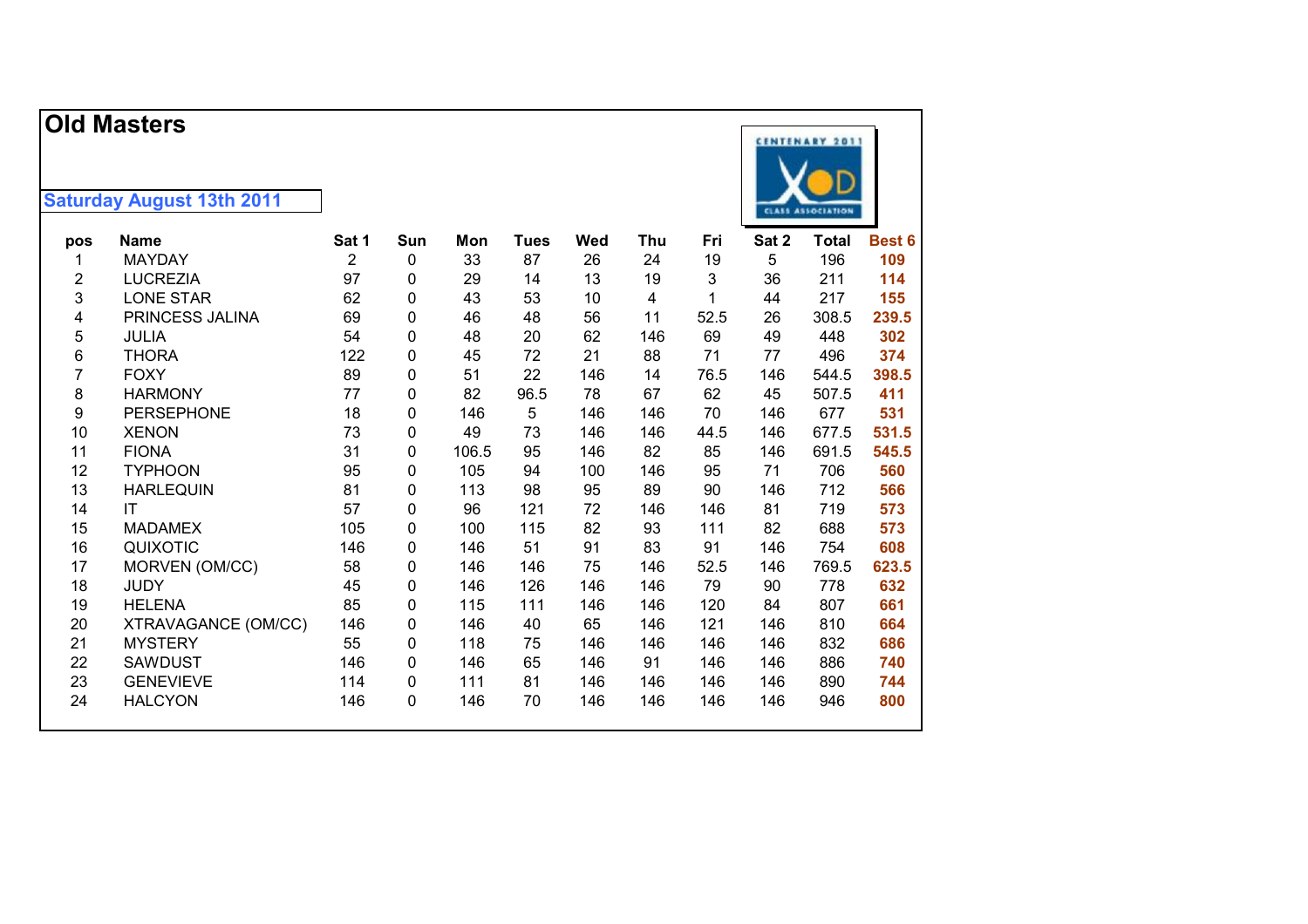# Old Masters

**Saturday August 13th 2011**

| pos | Name | Sat 1 | Sun | Mon | Tues | Wed | Thu | Fri | Sat 2 | Total | Best 6 |
|---|---|---|---|---|---|---|---|---|---|---|---|
| 1 | MAYDAY | 2 | 0 | 33 | 87 | 26 | 24 | 19 | 5 | 196 | **109** |
| 2 | LUCREZIA | 97 | 0 | 29 | 14 | 13 | 19 | 3 | 36 | 211 | **114** |
| 3 | LONE STAR | 62 | 0 | 43 | 53 | 10 | 4 | 1 | 44 | 217 | **155** |
| 4 | PRINCESS JALINA | 69 | 0 | 46 | 48 | 56 | 11 | 52.5 | 26 | 308.5 | **239.5** |
| 5 | JULIA | 54 | 0 | 48 | 20 | 62 | 146 | 69 | 49 | 448 | **302** |
| 6 | THORA | 122 | 0 | 45 | 72 | 21 | 88 | 71 | 77 | 496 | **374** |
| 7 | FOXY | 89 | 0 | 51 | 22 | 146 | 14 | 76.5 | 146 | 544.5 | **398.5** |
| 8 | HARMONY | 77 | 0 | 82 | 96.5 | 78 | 67 | 62 | 45 | 507.5 | **411** |
| 9 | PERSEPHONE | 18 | 0 | 146 | 5 | 146 | 146 | 70 | 146 | 677 | **531** |
| 10 | XENON | 73 | 0 | 49 | 73 | 146 | 146 | 44.5 | 146 | 677.5 | **531.5** |
| 11 | FIONA | 31 | 0 | 106.5 | 95 | 146 | 82 | 85 | 146 | 691.5 | **545.5** |
| 12 | TYPHOON | 95 | 0 | 105 | 94 | 100 | 146 | 95 | 71 | 706 | **560** |
| 13 | HARLEQUIN | 81 | 0 | 113 | 98 | 95 | 89 | 90 | 146 | 712 | **566** |
| 14 | IT | 57 | 0 | 96 | 121 | 72 | 146 | 146 | 81 | 719 | **573** |
| 15 | MADAMEX | 105 | 0 | 100 | 115 | 82 | 93 | 111 | 82 | 688 | **573** |
| 16 | QUIXOTIC | 146 | 0 | 146 | 51 | 91 | 83 | 91 | 146 | 754 | **608** |
| 17 | MORVEN (OM/CC) | 58 | 0 | 146 | 146 | 75 | 146 | 52.5 | 146 | 769.5 | **623.5** |
| 18 | JUDY | 45 | 0 | 146 | 126 | 146 | 146 | 79 | 90 | 778 | **632** |
| 19 | HELENA | 85 | 0 | 115 | 111 | 146 | 146 | 120 | 84 | 807 | **661** |
| 20 | XTRAVAGANCE (OM/CC) | 146 | 0 | 146 | 40 | 65 | 146 | 121 | 146 | 810 | **664** |
| 21 | MYSTERY | 55 | 0 | 118 | 75 | 146 | 146 | 146 | 146 | 832 | **686** |
| 22 | SAWDUST | 146 | 0 | 146 | 65 | 146 | 91 | 146 | 146 | 886 | **740** |
| 23 | GENEVIEVE | 114 | 0 | 111 | 81 | 146 | 146 | 146 | 146 | 890 | **744** |
| 24 | HALCYON | 146 | 0 | 146 | 70 | 146 | 146 | 146 | 146 | 946 | **800** |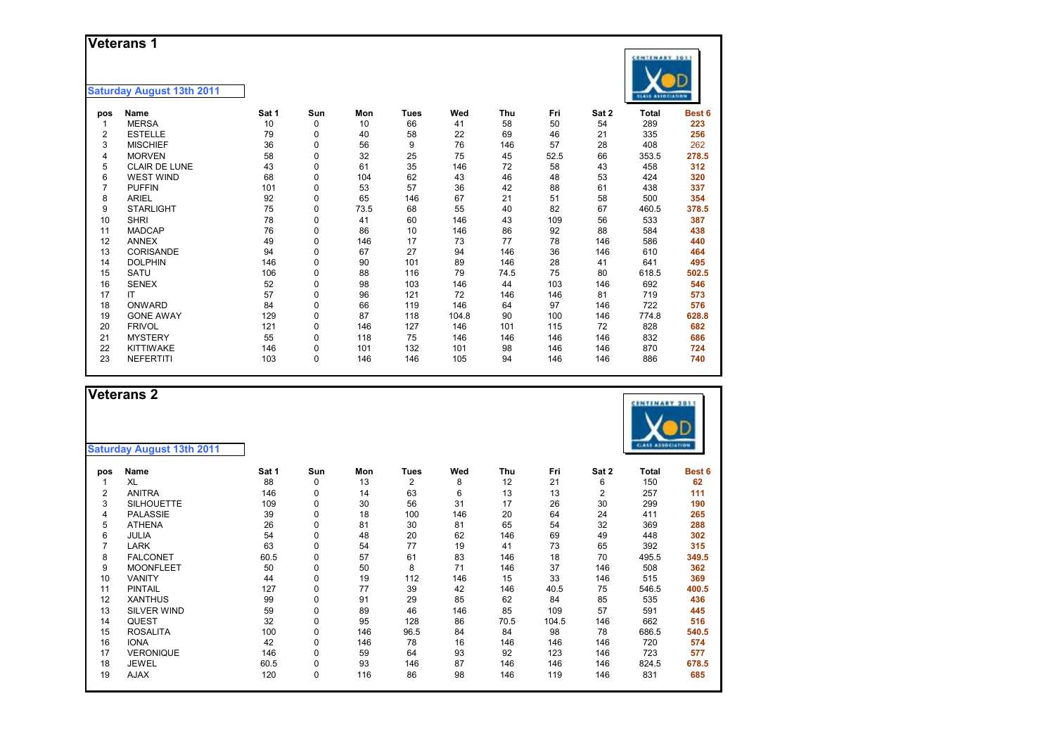# Veterans 1

**Saturday August 13th 2011**

| pos | Name | Sat 1 | Sun | Mon | Tues | Wed | Thu | Fri | Sat 2 | Total | Best 6 |
|---|---|---|---|---|---|---|---|---|---|---|---|
| 1 | MERSA | 10 | 0 | 10 | 66 | 41 | 58 | 50 | 54 | 289 | 223 |
| 2 | ESTELLE | 79 | 0 | 40 | 58 | 22 | 69 | 46 | 21 | 335 | 256 |
| 3 | MISCHIEF | 36 | 0 | 56 | 9 | 76 | 146 | 57 | 28 | 408 | 262 |
| 4 | MORVEN | 58 | 0 | 32 | 25 | 75 | 45 | 52.5 | 66 | 353.5 | 278.5 |
| 5 | CLAIR DE LUNE | 43 | 0 | 61 | 35 | 146 | 72 | 58 | 43 | 458 | 312 |
| 6 | WEST WIND | 68 | 0 | 104 | 62 | 43 | 46 | 48 | 53 | 424 | 320 |
| 7 | PUFFIN | 101 | 0 | 53 | 57 | 36 | 42 | 88 | 61 | 438 | 337 |
| 8 | ARIEL | 92 | 0 | 65 | 146 | 67 | 21 | 51 | 58 | 500 | 354 |
| 9 | STARLIGHT | 75 | 0 | 73.5 | 68 | 55 | 40 | 82 | 67 | 460.5 | 378.5 |
| 10 | SHRI | 78 | 0 | 41 | 60 | 146 | 43 | 109 | 56 | 533 | 387 |
| 11 | MADCAP | 76 | 0 | 86 | 10 | 146 | 86 | 92 | 88 | 584 | 438 |
| 12 | ANNEX | 49 | 0 | 146 | 17 | 73 | 77 | 78 | 146 | 586 | 440 |
| 13 | CORISANDE | 94 | 0 | 67 | 27 | 94 | 146 | 36 | 146 | 610 | 464 |
| 14 | DOLPHIN | 146 | 0 | 90 | 101 | 89 | 146 | 28 | 41 | 641 | 495 |
| 15 | SATU | 106 | 0 | 88 | 116 | 79 | 74.5 | 75 | 80 | 618.5 | 502.5 |
| 16 | SENEX | 52 | 0 | 98 | 103 | 146 | 44 | 103 | 146 | 692 | 546 |
| 17 | IT | 57 | 0 | 96 | 121 | 72 | 146 | 146 | 81 | 719 | 573 |
| 18 | ONWARD | 84 | 0 | 66 | 119 | 146 | 64 | 97 | 146 | 722 | 576 |
| 19 | GONE AWAY | 129 | 0 | 87 | 118 | 104.8 | 90 | 100 | 146 | 774.8 | 628.8 |
| 20 | FRIVOL | 121 | 0 | 146 | 127 | 146 | 101 | 115 | 72 | 828 | 682 |
| 21 | MYSTERY | 55 | 0 | 118 | 75 | 146 | 146 | 146 | 146 | 832 | 686 |
| 22 | KITTIWAKE | 146 | 0 | 101 | 132 | 101 | 98 | 146 | 146 | 870 | 724 |
| 23 | NEFERTITI | 103 | 0 | 146 | 146 | 105 | 94 | 146 | 146 | 886 | 740 |

# Veterans 2

**Saturday August 13th 2011**

| pos | Name | Sat 1 | Sun | Mon | Tues | Wed | Thu | Fri | Sat 2 | Total | Best 6 |
|---|---|---|---|---|---|---|---|---|---|---|---|
| 1 | XL | 88 | 0 | 13 | 2 | 8 | 12 | 21 | 6 | 150 | 62 |
| 2 | ANITRA | 146 | 0 | 14 | 63 | 6 | 13 | 13 | 2 | 257 | 111 |
| 3 | SILHOUETTE | 109 | 0 | 30 | 56 | 31 | 17 | 26 | 30 | 299 | 190 |
| 4 | PALASSIE | 39 | 0 | 18 | 100 | 146 | 20 | 64 | 24 | 411 | 265 |
| 5 | ATHENA | 26 | 0 | 81 | 30 | 81 | 65 | 54 | 32 | 369 | 288 |
| 6 | JULIA | 54 | 0 | 48 | 20 | 62 | 146 | 69 | 49 | 448 | 302 |
| 7 | LARK | 63 | 0 | 54 | 77 | 19 | 41 | 73 | 65 | 392 | 315 |
| 8 | FALCONET | 60.5 | 0 | 57 | 61 | 83 | 146 | 18 | 70 | 495.5 | 349.5 |
| 9 | MOONFLEET | 50 | 0 | 50 | 8 | 71 | 146 | 37 | 146 | 508 | 362 |
| 10 | VANITY | 44 | 0 | 19 | 112 | 146 | 15 | 33 | 146 | 515 | 369 |
| 11 | PINTAIL | 127 | 0 | 77 | 39 | 42 | 146 | 40.5 | 75 | 546.5 | 400.5 |
| 12 | XANTHUS | 99 | 0 | 91 | 29 | 85 | 62 | 84 | 85 | 535 | 436 |
| 13 | SILVER WIND | 59 | 0 | 89 | 46 | 146 | 85 | 109 | 57 | 591 | 445 |
| 14 | QUEST | 32 | 0 | 95 | 128 | 86 | 70.5 | 104.5 | 146 | 662 | 516 |
| 15 | ROSALITA | 100 | 0 | 146 | 96.5 | 84 | 84 | 98 | 78 | 686.5 | 540.5 |
| 16 | IONA | 42 | 0 | 146 | 78 | 16 | 146 | 146 | 146 | 720 | 574 |
| 17 | VERONIQUE | 146 | 0 | 59 | 64 | 93 | 92 | 123 | 146 | 723 | 577 |
| 18 | JEWEL | 60.5 | 0 | 93 | 146 | 87 | 146 | 146 | 146 | 824.5 | 678.5 |
| 19 | AJAX | 120 | 0 | 116 | 86 | 98 | 146 | 119 | 146 | 831 | 685 |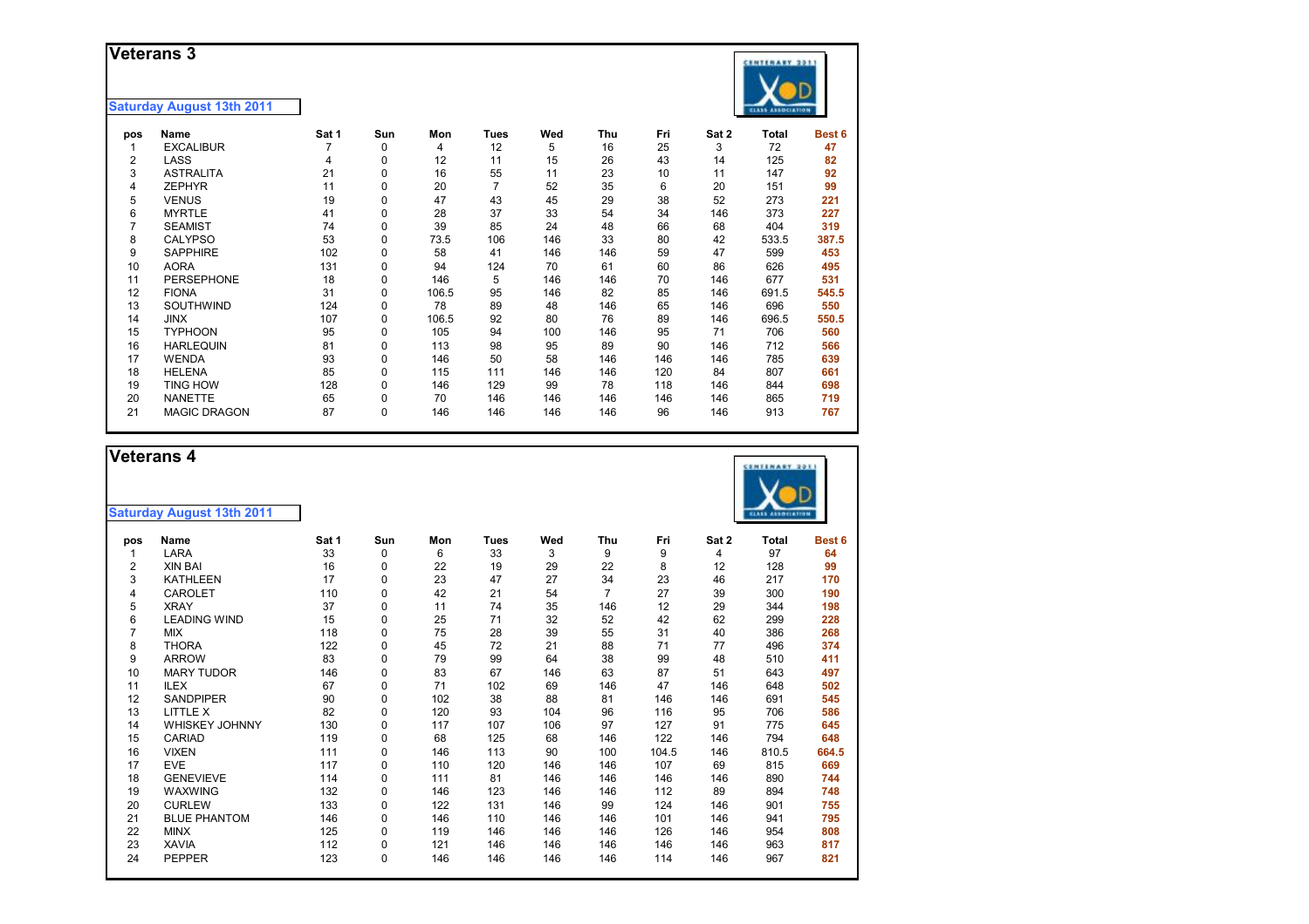## Veterans 3

**Saturday August 13th 2011**

| pos | Name | Sat 1 | Sun | Mon | Tues | Wed | Thu | Fri | Sat 2 | Total | Best 6 |
|---|---|---|---|---|---|---|---|---|---|---|---|
| 1 | EXCALIBUR | 7 | 0 | 4 | 12 | 5 | 16 | 25 | 3 | 72 | **47** |
| 2 | LASS | 4 | 0 | 12 | 11 | 15 | 26 | 43 | 14 | 125 | **82** |
| 3 | ASTRALITA | 21 | 0 | 16 | 55 | 11 | 23 | 10 | 11 | 147 | **92** |
| 4 | ZEPHYR | 11 | 0 | 20 | 7 | 52 | 35 | 6 | 20 | 151 | **99** |
| 5 | VENUS | 19 | 0 | 47 | 43 | 45 | 29 | 38 | 52 | 273 | **221** |
| 6 | MYRTLE | 41 | 0 | 28 | 37 | 33 | 54 | 34 | 146 | 373 | **227** |
| 7 | SEAMIST | 74 | 0 | 39 | 85 | 24 | 48 | 66 | 68 | 404 | **319** |
| 8 | CALYPSO | 53 | 0 | 73.5 | 106 | 146 | 33 | 80 | 42 | 533.5 | **387.5** |
| 9 | SAPPHIRE | 102 | 0 | 58 | 41 | 146 | 146 | 59 | 47 | 599 | **453** |
| 10 | AORA | 131 | 0 | 94 | 124 | 70 | 61 | 60 | 86 | 626 | **495** |
| 11 | PERSEPHONE | 18 | 0 | 146 | 5 | 146 | 146 | 70 | 146 | 677 | **531** |
| 12 | FIONA | 31 | 0 | 106.5 | 95 | 146 | 82 | 85 | 146 | 691.5 | **545.5** |
| 13 | SOUTHWIND | 124 | 0 | 78 | 89 | 48 | 146 | 65 | 146 | 696 | **550** |
| 14 | JINX | 107 | 0 | 106.5 | 92 | 80 | 76 | 89 | 146 | 696.5 | **550.5** |
| 15 | TYPHOON | 95 | 0 | 105 | 94 | 100 | 146 | 95 | 71 | 706 | **560** |
| 16 | HARLEQUIN | 81 | 0 | 113 | 98 | 95 | 89 | 90 | 146 | 712 | **566** |
| 17 | WENDA | 93 | 0 | 146 | 50 | 58 | 146 | 146 | 146 | 785 | **639** |
| 18 | HELENA | 85 | 0 | 115 | 111 | 146 | 146 | 120 | 84 | 807 | **661** |
| 19 | TING HOW | 128 | 0 | 146 | 129 | 99 | 78 | 118 | 146 | 844 | **698** |
| 20 | NANETTE | 65 | 0 | 70 | 146 | 146 | 146 | 146 | 146 | 865 | **719** |
| 21 | MAGIC DRAGON | 87 | 0 | 146 | 146 | 146 | 146 | 96 | 146 | 913 | **767** |

## Veterans 4

**Saturday August 13th 2011**

| pos | Name | Sat 1 | Sun | Mon | Tues | Wed | Thu | Fri | Sat 2 | Total | Best 6 |
|---|---|---|---|---|---|---|---|---|---|---|---|
| 1 | LARA | 33 | 0 | 6 | 33 | 3 | 9 | 9 | 4 | 97 | **64** |
| 2 | XIN BAI | 16 | 0 | 22 | 19 | 29 | 22 | 8 | 12 | 128 | **99** |
| 3 | KATHLEEN | 17 | 0 | 23 | 47 | 27 | 34 | 23 | 46 | 217 | **170** |
| 4 | CAROLET | 110 | 0 | 42 | 21 | 54 | 7 | 27 | 39 | 300 | **190** |
| 5 | XRAY | 37 | 0 | 11 | 74 | 35 | 146 | 12 | 29 | 344 | **198** |
| 6 | LEADING WIND | 15 | 0 | 25 | 71 | 32 | 52 | 42 | 62 | 299 | **228** |
| 7 | MIX | 118 | 0 | 75 | 28 | 39 | 55 | 31 | 40 | 386 | **268** |
| 8 | THORA | 122 | 0 | 45 | 72 | 21 | 88 | 71 | 77 | 496 | **374** |
| 9 | ARROW | 83 | 0 | 79 | 99 | 64 | 38 | 99 | 48 | 510 | **411** |
| 10 | MARY TUDOR | 146 | 0 | 83 | 67 | 146 | 63 | 87 | 51 | 643 | **497** |
| 11 | ILEX | 67 | 0 | 71 | 102 | 69 | 146 | 47 | 146 | 648 | **502** |
| 12 | SANDPIPER | 90 | 0 | 102 | 38 | 88 | 81 | 146 | 146 | 691 | **545** |
| 13 | LITTLE X | 82 | 0 | 120 | 93 | 104 | 96 | 116 | 95 | 706 | **586** |
| 14 | WHISKEY JOHNNY | 130 | 0 | 117 | 107 | 106 | 97 | 127 | 91 | 775 | **645** |
| 15 | CARIAD | 119 | 0 | 68 | 125 | 68 | 146 | 122 | 146 | 794 | **648** |
| 16 | VIXEN | 111 | 0 | 146 | 113 | 90 | 100 | 104.5 | 146 | 810.5 | **664.5** |
| 17 | EVE | 117 | 0 | 110 | 120 | 146 | 146 | 107 | 69 | 815 | **669** |
| 18 | GENEVIEVE | 114 | 0 | 111 | 81 | 146 | 146 | 146 | 146 | 890 | **744** |
| 19 | WAXWING | 132 | 0 | 146 | 123 | 146 | 146 | 112 | 89 | 894 | **748** |
| 20 | CURLEW | 133 | 0 | 122 | 131 | 146 | 99 | 124 | 146 | 901 | **755** |
| 21 | BLUE PHANTOM | 146 | 0 | 146 | 110 | 146 | 146 | 101 | 146 | 941 | **795** |
| 22 | MINX | 125 | 0 | 119 | 146 | 146 | 146 | 126 | 146 | 954 | **808** |
| 23 | XAVIA | 112 | 0 | 121 | 146 | 146 | 146 | 146 | 146 | 963 | **817** |
| 24 | PEPPER | 123 | 0 | 146 | 146 | 146 | 146 | 114 | 146 | 967 | **821** |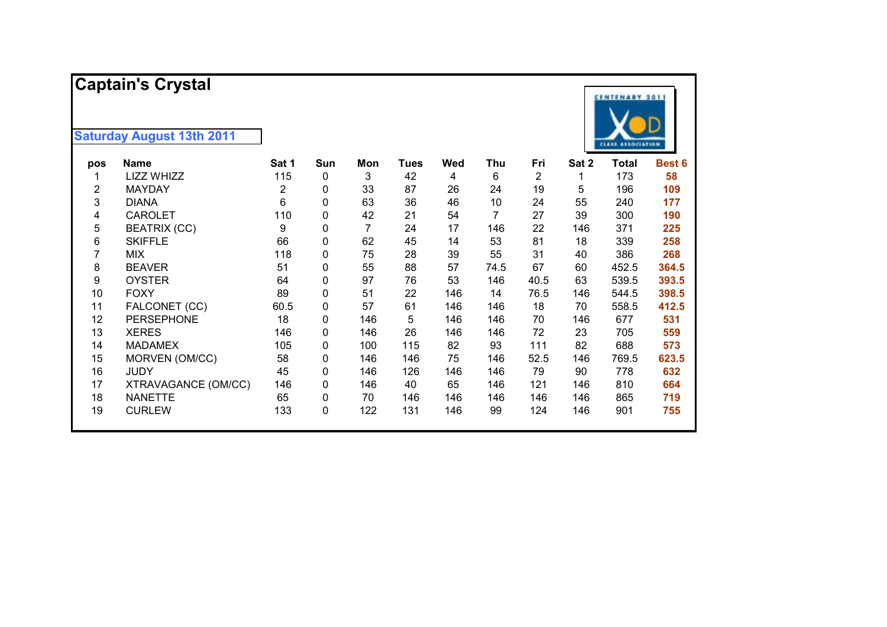# Captain's Crystal

**Saturday August 13th 2011**

| pos | Name | Sat 1 | Sun | Mon | Tues | Wed | Thu | Fri | Sat 2 | Total | Best 6 |
|---|---|---|---|---|---|---|---|---|---|---|---|
| 1 | LIZZ WHIZZ | 115 | 0 | 3 | 42 | 4 | 6 | 2 | 1 | 173 | **58** |
| 2 | MAYDAY | 2 | 0 | 33 | 87 | 26 | 24 | 19 | 5 | 196 | **109** |
| 3 | DIANA | 6 | 0 | 63 | 36 | 46 | 10 | 24 | 55 | 240 | **177** |
| 4 | CAROLET | 110 | 0 | 42 | 21 | 54 | 7 | 27 | 39 | 300 | **190** |
| 5 | BEATRIX (CC) | 9 | 0 | 7 | 24 | 17 | 146 | 22 | 146 | 371 | **225** |
| 6 | SKIFFLE | 66 | 0 | 62 | 45 | 14 | 53 | 81 | 18 | 339 | **258** |
| 7 | MIX | 118 | 0 | 75 | 28 | 39 | 55 | 31 | 40 | 386 | **268** |
| 8 | BEAVER | 51 | 0 | 55 | 88 | 57 | 74.5 | 67 | 60 | 452.5 | **364.5** |
| 9 | OYSTER | 64 | 0 | 97 | 76 | 53 | 146 | 40.5 | 63 | 539.5 | **393.5** |
| 10 | FOXY | 89 | 0 | 51 | 22 | 146 | 14 | 76.5 | 146 | 544.5 | **398.5** |
| 11 | FALCONET (CC) | 60.5 | 0 | 57 | 61 | 146 | 146 | 18 | 70 | 558.5 | **412.5** |
| 12 | PERSEPHONE | 18 | 0 | 146 | 5 | 146 | 146 | 70 | 146 | 677 | **531** |
| 13 | XERES | 146 | 0 | 146 | 26 | 146 | 146 | 72 | 23 | 705 | **559** |
| 14 | MADAMEX | 105 | 0 | 100 | 115 | 82 | 93 | 111 | 82 | 688 | **573** |
| 15 | MORVEN (OM/CC) | 58 | 0 | 146 | 146 | 75 | 146 | 52.5 | 146 | 769.5 | **623.5** |
| 16 | JUDY | 45 | 0 | 146 | 126 | 146 | 146 | 79 | 90 | 778 | **632** |
| 17 | XTRAVAGANCE (OM/CC) | 146 | 0 | 146 | 40 | 65 | 146 | 121 | 146 | 810 | **664** |
| 18 | NANETTE | 65 | 0 | 70 | 146 | 146 | 146 | 146 | 146 | 865 | **719** |
| 19 | CURLEW | 133 | 0 | 122 | 131 | 146 | 99 | 124 | 146 | 901 | **755** |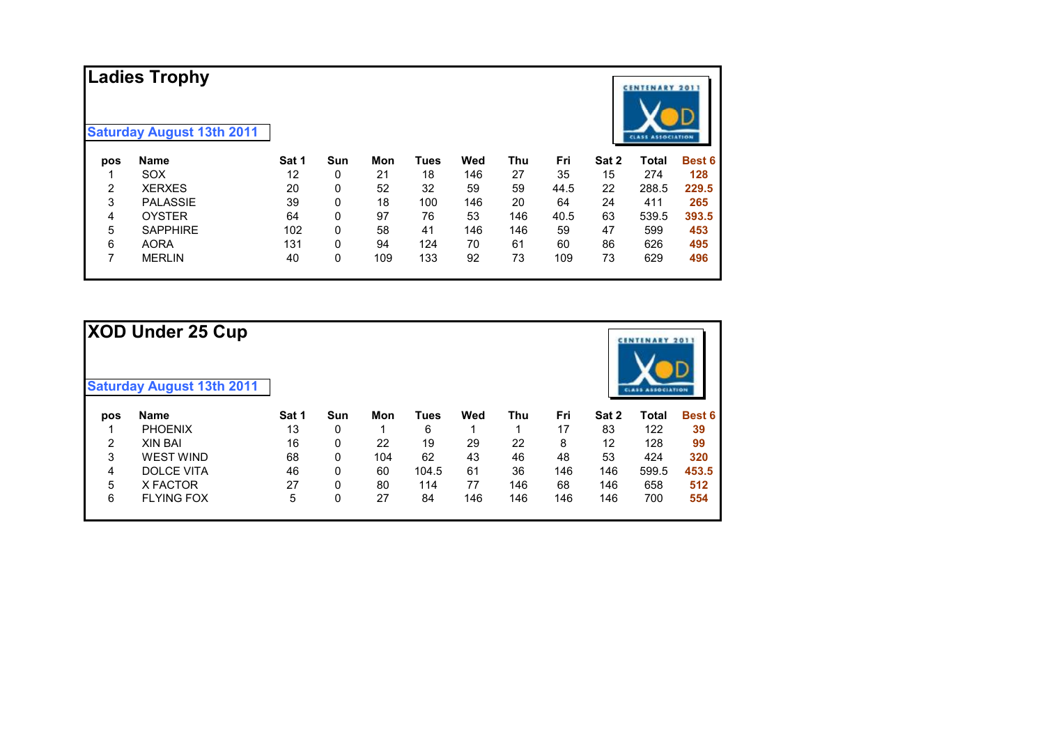## Ladies Trophy

**Saturday August 13th 2011**

| pos | Name | Sat 1 | Sun | Mon | Tues | Wed | Thu | Fri | Sat 2 | Total | Best 6 |
|---|---|---|---|---|---|---|---|---|---|---|---|
| 1 | SOX | 12 | 0 | 21 | 18 | 146 | 27 | 35 | 15 | 274 | **128** |
| 2 | XERXES | 20 | 0 | 52 | 32 | 59 | 59 | 44.5 | 22 | 288.5 | **229.5** |
| 3 | PALASSIE | 39 | 0 | 18 | 100 | 146 | 20 | 64 | 24 | 411 | **265** |
| 4 | OYSTER | 64 | 0 | 97 | 76 | 53 | 146 | 40.5 | 63 | 539.5 | **393.5** |
| 5 | SAPPHIRE | 102 | 0 | 58 | 41 | 146 | 146 | 59 | 47 | 599 | **453** |
| 6 | AORA | 131 | 0 | 94 | 124 | 70 | 61 | 60 | 86 | 626 | **495** |
| 7 | MERLIN | 40 | 0 | 109 | 133 | 92 | 73 | 109 | 73 | 629 | **496** |

## XOD Under 25 Cup

**Saturday August 13th 2011**

| pos | Name | Sat 1 | Sun | Mon | Tues | Wed | Thu | Fri | Sat 2 | Total | Best 6 |
|---|---|---|---|---|---|---|---|---|---|---|---|
| 1 | PHOENIX | 13 | 0 | 1 | 6 | 1 | 1 | 17 | 83 | 122 | **39** |
| 2 | XIN BAI | 16 | 0 | 22 | 19 | 29 | 22 | 8 | 12 | 128 | **99** |
| 3 | WEST WIND | 68 | 0 | 104 | 62 | 43 | 46 | 48 | 53 | 424 | **320** |
| 4 | DOLCE VITA | 46 | 0 | 60 | 104.5 | 61 | 36 | 146 | 146 | 599.5 | **453.5** |
| 5 | X FACTOR | 27 | 0 | 80 | 114 | 77 | 146 | 68 | 146 | 658 | **512** |
| 6 | FLYING FOX | 5 | 0 | 27 | 84 | 146 | 146 | 146 | 146 | 700 | **554** |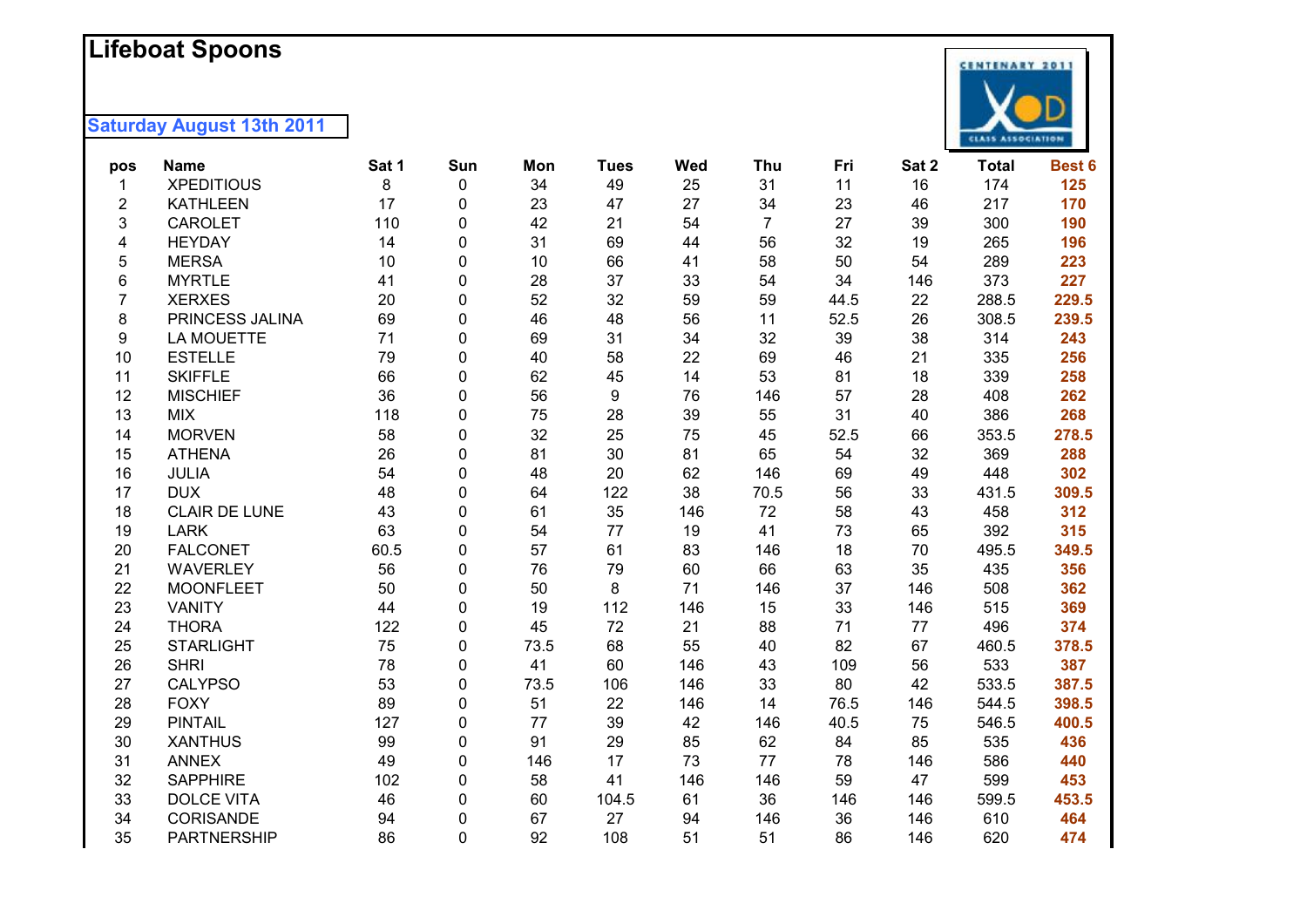# Lifeboat Spoons

**Saturday August 13th 2011**

| pos | Name | Sat 1 | Sun | Mon | Tues | Wed | Thu | Fri | Sat 2 | Total | Best 6 |
|---|---|---|---|---|---|---|---|---|---|---|---|
| 1 | XPEDITIOUS | 8 | 0 | 34 | 49 | 25 | 31 | 11 | 16 | 174 | **125** |
| 2 | KATHLEEN | 17 | 0 | 23 | 47 | 27 | 34 | 23 | 46 | 217 | **170** |
| 3 | CAROLET | 110 | 0 | 42 | 21 | 54 | 7 | 27 | 39 | 300 | **190** |
| 4 | HEYDAY | 14 | 0 | 31 | 69 | 44 | 56 | 32 | 19 | 265 | **196** |
| 5 | MERSA | 10 | 0 | 10 | 66 | 41 | 58 | 50 | 54 | 289 | **223** |
| 6 | MYRTLE | 41 | 0 | 28 | 37 | 33 | 54 | 34 | 146 | 373 | **227** |
| 7 | XERXES | 20 | 0 | 52 | 32 | 59 | 59 | 44.5 | 22 | 288.5 | **229.5** |
| 8 | PRINCESS JALINA | 69 | 0 | 46 | 48 | 56 | 11 | 52.5 | 26 | 308.5 | **239.5** |
| 9 | LA MOUETTE | 71 | 0 | 69 | 31 | 34 | 32 | 39 | 38 | 314 | **243** |
| 10 | ESTELLE | 79 | 0 | 40 | 58 | 22 | 69 | 46 | 21 | 335 | **256** |
| 11 | SKIFFLE | 66 | 0 | 62 | 45 | 14 | 53 | 81 | 18 | 339 | **258** |
| 12 | MISCHIEF | 36 | 0 | 56 | 9 | 76 | 146 | 57 | 28 | 408 | **262** |
| 13 | MIX | 118 | 0 | 75 | 28 | 39 | 55 | 31 | 40 | 386 | **268** |
| 14 | MORVEN | 58 | 0 | 32 | 25 | 75 | 45 | 52.5 | 66 | 353.5 | **278.5** |
| 15 | ATHENA | 26 | 0 | 81 | 30 | 81 | 65 | 54 | 32 | 369 | **288** |
| 16 | JULIA | 54 | 0 | 48 | 20 | 62 | 146 | 69 | 49 | 448 | **302** |
| 17 | DUX | 48 | 0 | 64 | 122 | 38 | 70.5 | 56 | 33 | 431.5 | **309.5** |
| 18 | CLAIR DE LUNE | 43 | 0 | 61 | 35 | 146 | 72 | 58 | 43 | 458 | **312** |
| 19 | LARK | 63 | 0 | 54 | 77 | 19 | 41 | 73 | 65 | 392 | **315** |
| 20 | FALCONET | 60.5 | 0 | 57 | 61 | 83 | 146 | 18 | 70 | 495.5 | **349.5** |
| 21 | WAVERLEY | 56 | 0 | 76 | 79 | 60 | 66 | 63 | 35 | 435 | **356** |
| 22 | MOONFLEET | 50 | 0 | 50 | 8 | 71 | 146 | 37 | 146 | 508 | **362** |
| 23 | VANITY | 44 | 0 | 19 | 112 | 146 | 15 | 33 | 146 | 515 | **369** |
| 24 | THORA | 122 | 0 | 45 | 72 | 21 | 88 | 71 | 77 | 496 | **374** |
| 25 | STARLIGHT | 75 | 0 | 73.5 | 68 | 55 | 40 | 82 | 67 | 460.5 | **378.5** |
| 26 | SHRI | 78 | 0 | 41 | 60 | 146 | 43 | 109 | 56 | 533 | **387** |
| 27 | CALYPSO | 53 | 0 | 73.5 | 106 | 146 | 33 | 80 | 42 | 533.5 | **387.5** |
| 28 | FOXY | 89 | 0 | 51 | 22 | 146 | 14 | 76.5 | 146 | 544.5 | **398.5** |
| 29 | PINTAIL | 127 | 0 | 77 | 39 | 42 | 146 | 40.5 | 75 | 546.5 | **400.5** |
| 30 | XANTHUS | 99 | 0 | 91 | 29 | 85 | 62 | 84 | 85 | 535 | **436** |
| 31 | ANNEX | 49 | 0 | 146 | 17 | 73 | 77 | 78 | 146 | 586 | **440** |
| 32 | SAPPHIRE | 102 | 0 | 58 | 41 | 146 | 146 | 59 | 47 | 599 | **453** |
| 33 | DOLCE VITA | 46 | 0 | 60 | 104.5 | 61 | 36 | 146 | 146 | 599.5 | **453.5** |
| 34 | CORISANDE | 94 | 0 | 67 | 27 | 94 | 146 | 36 | 146 | 610 | **464** |
| 35 | PARTNERSHIP | 86 | 0 | 92 | 108 | 51 | 51 | 86 | 146 | 620 | **474** |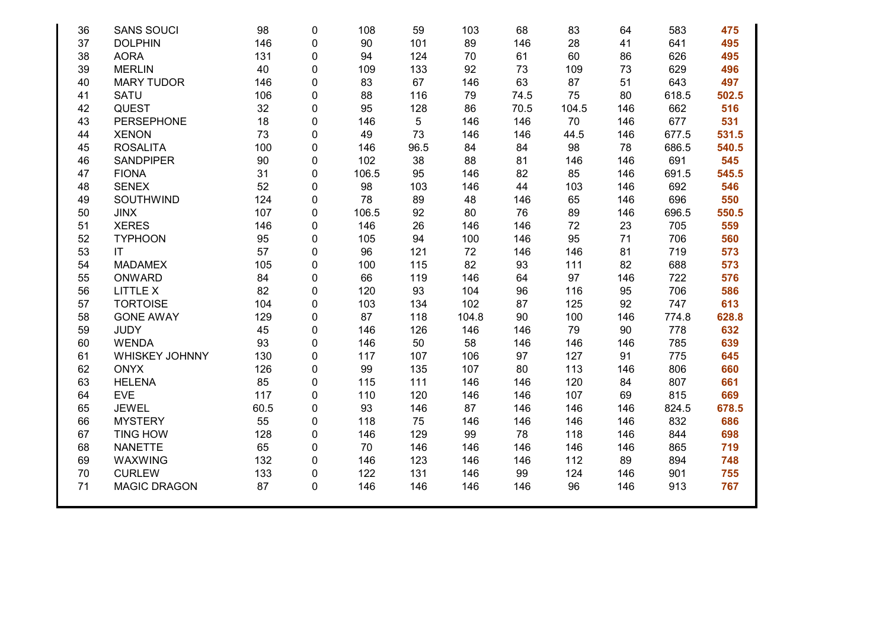| | | | | | | | | | | | |
|---|---|---|---|---|---|---|---|---|---|---|---|
| 36 | SANS SOUCI | 98 | 0 | 108 | 59 | 103 | 68 | 83 | 64 | 583 | **475** |
| 37 | DOLPHIN | 146 | 0 | 90 | 101 | 89 | 146 | 28 | 41 | 641 | **495** |
| 38 | AORA | 131 | 0 | 94 | 124 | 70 | 61 | 60 | 86 | 626 | **495** |
| 39 | MERLIN | 40 | 0 | 109 | 133 | 92 | 73 | 109 | 73 | 629 | **496** |
| 40 | MARY TUDOR | 146 | 0 | 83 | 67 | 146 | 63 | 87 | 51 | 643 | **497** |
| 41 | SATU | 106 | 0 | 88 | 116 | 79 | 74.5 | 75 | 80 | 618.5 | **502.5** |
| 42 | QUEST | 32 | 0 | 95 | 128 | 86 | 70.5 | 104.5 | 146 | 662 | **516** |
| 43 | PERSEPHONE | 18 | 0 | 146 | 5 | 146 | 146 | 70 | 146 | 677 | **531** |
| 44 | XENON | 73 | 0 | 49 | 73 | 146 | 146 | 44.5 | 146 | 677.5 | **531.5** |
| 45 | ROSALITA | 100 | 0 | 146 | 96.5 | 84 | 84 | 98 | 78 | 686.5 | **540.5** |
| 46 | SANDPIPER | 90 | 0 | 102 | 38 | 88 | 81 | 146 | 146 | 691 | **545** |
| 47 | FIONA | 31 | 0 | 106.5 | 95 | 146 | 82 | 85 | 146 | 691.5 | **545.5** |
| 48 | SENEX | 52 | 0 | 98 | 103 | 146 | 44 | 103 | 146 | 692 | **546** |
| 49 | SOUTHWIND | 124 | 0 | 78 | 89 | 48 | 146 | 65 | 146 | 696 | **550** |
| 50 | JINX | 107 | 0 | 106.5 | 92 | 80 | 76 | 89 | 146 | 696.5 | **550.5** |
| 51 | XERES | 146 | 0 | 146 | 26 | 146 | 146 | 72 | 23 | 705 | **559** |
| 52 | TYPHOON | 95 | 0 | 105 | 94 | 100 | 146 | 95 | 71 | 706 | **560** |
| 53 | IT | 57 | 0 | 96 | 121 | 72 | 146 | 146 | 81 | 719 | **573** |
| 54 | MADAMEX | 105 | 0 | 100 | 115 | 82 | 93 | 111 | 82 | 688 | **573** |
| 55 | ONWARD | 84 | 0 | 66 | 119 | 146 | 64 | 97 | 146 | 722 | **576** |
| 56 | LITTLE X | 82 | 0 | 120 | 93 | 104 | 96 | 116 | 95 | 706 | **586** |
| 57 | TORTOISE | 104 | 0 | 103 | 134 | 102 | 87 | 125 | 92 | 747 | **613** |
| 58 | GONE AWAY | 129 | 0 | 87 | 118 | 104.8 | 90 | 100 | 146 | 774.8 | **628.8** |
| 59 | JUDY | 45 | 0 | 146 | 126 | 146 | 146 | 79 | 90 | 778 | **632** |
| 60 | WENDA | 93 | 0 | 146 | 50 | 58 | 146 | 146 | 146 | 785 | **639** |
| 61 | WHISKEY JOHNNY | 130 | 0 | 117 | 107 | 106 | 97 | 127 | 91 | 775 | **645** |
| 62 | ONYX | 126 | 0 | 99 | 135 | 107 | 80 | 113 | 146 | 806 | **660** |
| 63 | HELENA | 85 | 0 | 115 | 111 | 146 | 146 | 120 | 84 | 807 | **661** |
| 64 | EVE | 117 | 0 | 110 | 120 | 146 | 146 | 107 | 69 | 815 | **669** |
| 65 | JEWEL | 60.5 | 0 | 93 | 146 | 87 | 146 | 146 | 146 | 824.5 | **678.5** |
| 66 | MYSTERY | 55 | 0 | 118 | 75 | 146 | 146 | 146 | 146 | 832 | **686** |
| 67 | TING HOW | 128 | 0 | 146 | 129 | 99 | 78 | 118 | 146 | 844 | **698** |
| 68 | NANETTE | 65 | 0 | 70 | 146 | 146 | 146 | 146 | 146 | 865 | **719** |
| 69 | WAXWING | 132 | 0 | 146 | 123 | 146 | 146 | 112 | 89 | 894 | **748** |
| 70 | CURLEW | 133 | 0 | 122 | 131 | 146 | 99 | 124 | 146 | 901 | **755** |
| 71 | MAGIC DRAGON | 87 | 0 | 146 | 146 | 146 | 146 | 96 | 146 | 913 | **767** |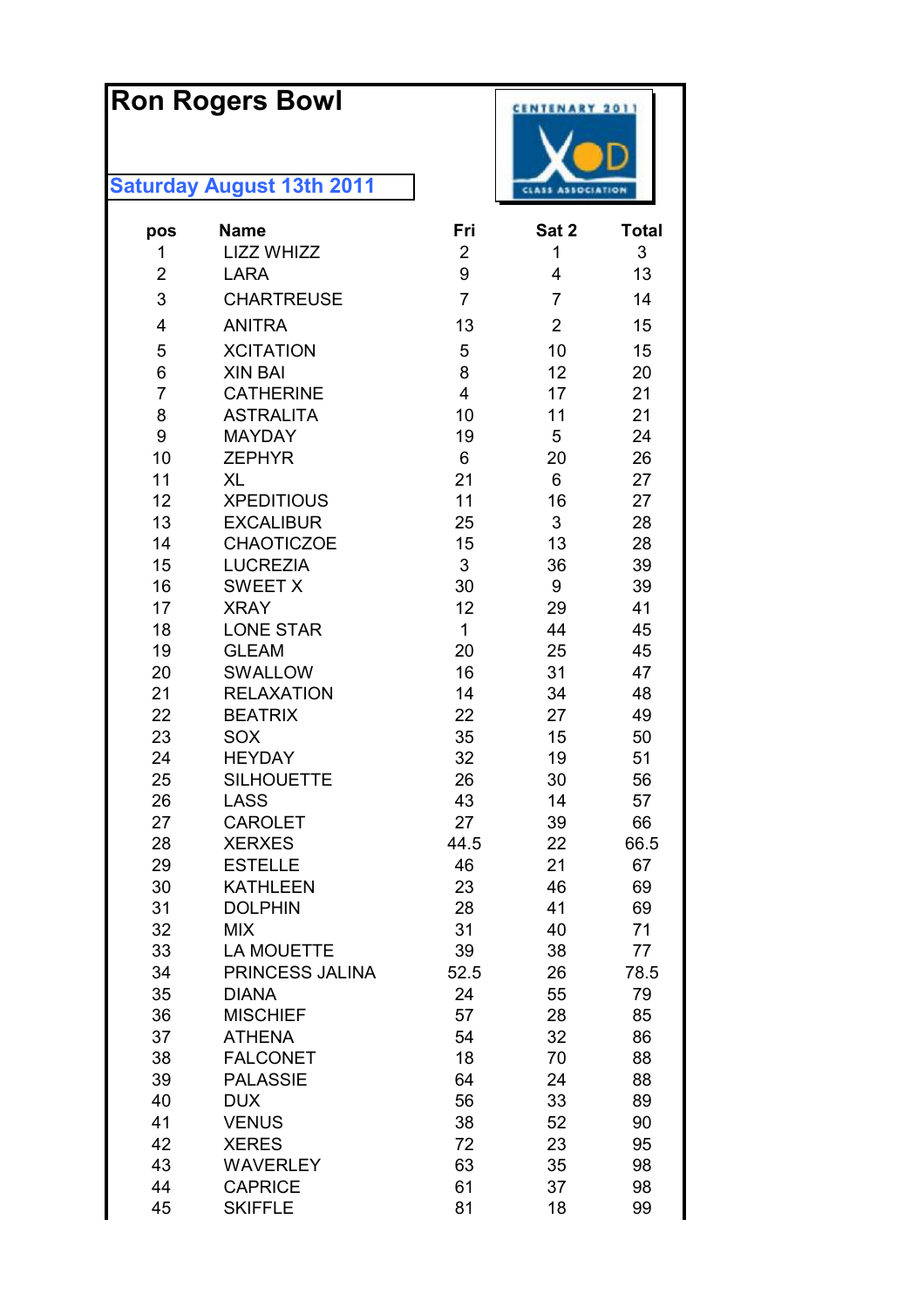# Ron Rogers Bowl

**Saturday August 13th 2011**

| pos | Name | Fri | Sat 2 | Total |
|---|---|---|---|---|
| 1 | LIZZ WHIZZ | 2 | 1 | 3 |
| 2 | LARA | 9 | 4 | 13 |
| 3 | CHARTREUSE | 7 | 7 | 14 |
| 4 | ANITRA | 13 | 2 | 15 |
| 5 | XCITATION | 5 | 10 | 15 |
| 6 | XIN BAI | 8 | 12 | 20 |
| 7 | CATHERINE | 4 | 17 | 21 |
| 8 | ASTRALITA | 10 | 11 | 21 |
| 9 | MAYDAY | 19 | 5 | 24 |
| 10 | ZEPHYR | 6 | 20 | 26 |
| 11 | XL | 21 | 6 | 27 |
| 12 | XPEDITIOUS | 11 | 16 | 27 |
| 13 | EXCALIBUR | 25 | 3 | 28 |
| 14 | CHAOTICZOE | 15 | 13 | 28 |
| 15 | LUCREZIA | 3 | 36 | 39 |
| 16 | SWEET X | 30 | 9 | 39 |
| 17 | XRAY | 12 | 29 | 41 |
| 18 | LONE STAR | 1 | 44 | 45 |
| 19 | GLEAM | 20 | 25 | 45 |
| 20 | SWALLOW | 16 | 31 | 47 |
| 21 | RELAXATION | 14 | 34 | 48 |
| 22 | BEATRIX | 22 | 27 | 49 |
| 23 | SOX | 35 | 15 | 50 |
| 24 | HEYDAY | 32 | 19 | 51 |
| 25 | SILHOUETTE | 26 | 30 | 56 |
| 26 | LASS | 43 | 14 | 57 |
| 27 | CAROLET | 27 | 39 | 66 |
| 28 | XERXES | 44.5 | 22 | 66.5 |
| 29 | ESTELLE | 46 | 21 | 67 |
| 30 | KATHLEEN | 23 | 46 | 69 |
| 31 | DOLPHIN | 28 | 41 | 69 |
| 32 | MIX | 31 | 40 | 71 |
| 33 | LA MOUETTE | 39 | 38 | 77 |
| 34 | PRINCESS JALINA | 52.5 | 26 | 78.5 |
| 35 | DIANA | 24 | 55 | 79 |
| 36 | MISCHIEF | 57 | 28 | 85 |
| 37 | ATHENA | 54 | 32 | 86 |
| 38 | FALCONET | 18 | 70 | 88 |
| 39 | PALASSIE | 64 | 24 | 88 |
| 40 | DUX | 56 | 33 | 89 |
| 41 | VENUS | 38 | 52 | 90 |
| 42 | XERES | 72 | 23 | 95 |
| 43 | WAVERLEY | 63 | 35 | 98 |
| 44 | CAPRICE | 61 | 37 | 98 |
| 45 | SKIFFLE | 81 | 18 | 99 |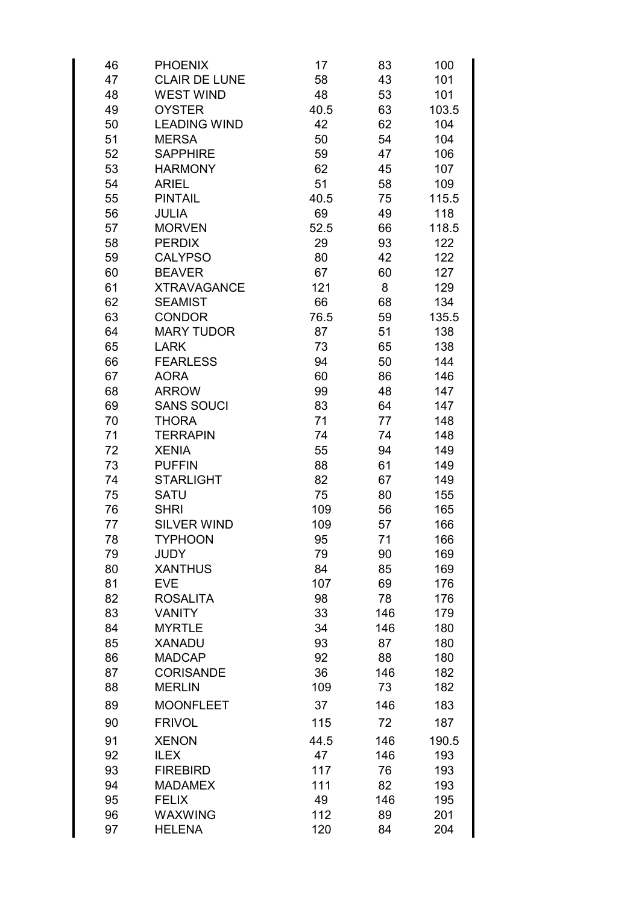| 46 | PHOENIX | 17 | 83 | 100 |
|---|---|---|---|---|
| 47 | CLAIR DE LUNE | 58 | 43 | 101 |
| 48 | WEST WIND | 48 | 53 | 101 |
| 49 | OYSTER | 40.5 | 63 | 103.5 |
| 50 | LEADING WIND | 42 | 62 | 104 |
| 51 | MERSA | 50 | 54 | 104 |
| 52 | SAPPHIRE | 59 | 47 | 106 |
| 53 | HARMONY | 62 | 45 | 107 |
| 54 | ARIEL | 51 | 58 | 109 |
| 55 | PINTAIL | 40.5 | 75 | 115.5 |
| 56 | JULIA | 69 | 49 | 118 |
| 57 | MORVEN | 52.5 | 66 | 118.5 |
| 58 | PERDIX | 29 | 93 | 122 |
| 59 | CALYPSO | 80 | 42 | 122 |
| 60 | BEAVER | 67 | 60 | 127 |
| 61 | XTRAVAGANCE | 121 | 8 | 129 |
| 62 | SEAMIST | 66 | 68 | 134 |
| 63 | CONDOR | 76.5 | 59 | 135.5 |
| 64 | MARY TUDOR | 87 | 51 | 138 |
| 65 | LARK | 73 | 65 | 138 |
| 66 | FEARLESS | 94 | 50 | 144 |
| 67 | AORA | 60 | 86 | 146 |
| 68 | ARROW | 99 | 48 | 147 |
| 69 | SANS SOUCI | 83 | 64 | 147 |
| 70 | THORA | 71 | 77 | 148 |
| 71 | TERRAPIN | 74 | 74 | 148 |
| 72 | XENIA | 55 | 94 | 149 |
| 73 | PUFFIN | 88 | 61 | 149 |
| 74 | STARLIGHT | 82 | 67 | 149 |
| 75 | SATU | 75 | 80 | 155 |
| 76 | SHRI | 109 | 56 | 165 |
| 77 | SILVER WIND | 109 | 57 | 166 |
| 78 | TYPHOON | 95 | 71 | 166 |
| 79 | JUDY | 79 | 90 | 169 |
| 80 | XANTHUS | 84 | 85 | 169 |
| 81 | EVE | 107 | 69 | 176 |
| 82 | ROSALITA | 98 | 78 | 176 |
| 83 | VANITY | 33 | 146 | 179 |
| 84 | MYRTLE | 34 | 146 | 180 |
| 85 | XANADU | 93 | 87 | 180 |
| 86 | MADCAP | 92 | 88 | 180 |
| 87 | CORISANDE | 36 | 146 | 182 |
| 88 | MERLIN | 109 | 73 | 182 |
| 89 | MOONFLEET | 37 | 146 | 183 |
| 90 | FRIVOL | 115 | 72 | 187 |
| 91 | XENON | 44.5 | 146 | 190.5 |
| 92 | ILEX | 47 | 146 | 193 |
| 93 | FIREBIRD | 117 | 76 | 193 |
| 94 | MADAMEX | 111 | 82 | 193 |
| 95 | FELIX | 49 | 146 | 195 |
| 96 | WAXWING | 112 | 89 | 201 |
| 97 | HELENA | 120 | 84 | 204 |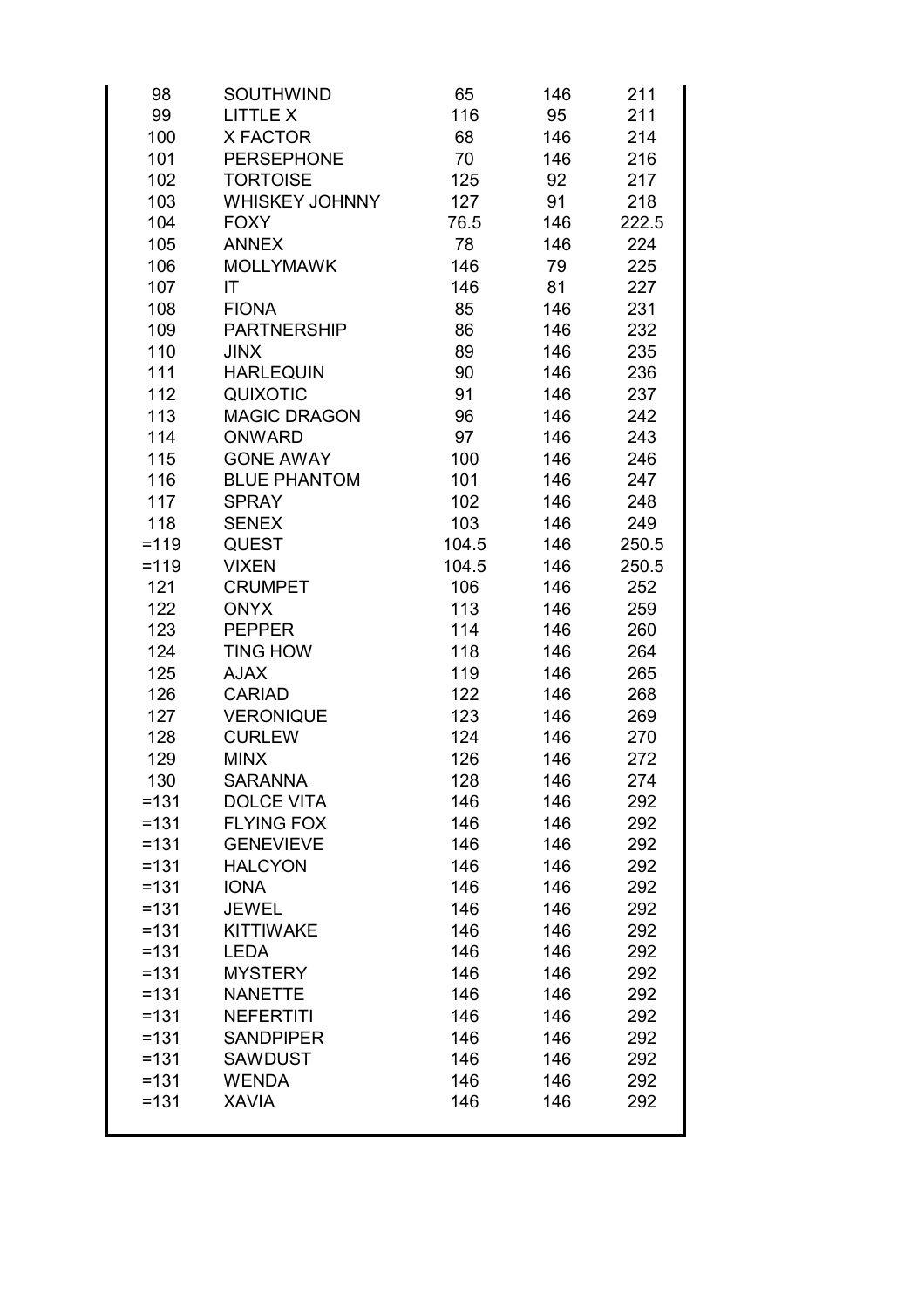| | | | | |
|---|---|---|---|---|
| 98 | SOUTHWIND | 65 | 146 | 211 |
| 99 | LITTLE X | 116 | 95 | 211 |
| 100 | X FACTOR | 68 | 146 | 214 |
| 101 | PERSEPHONE | 70 | 146 | 216 |
| 102 | TORTOISE | 125 | 92 | 217 |
| 103 | WHISKEY JOHNNY | 127 | 91 | 218 |
| 104 | FOXY | 76.5 | 146 | 222.5 |
| 105 | ANNEX | 78 | 146 | 224 |
| 106 | MOLLYMAWK | 146 | 79 | 225 |
| 107 | IT | 146 | 81 | 227 |
| 108 | FIONA | 85 | 146 | 231 |
| 109 | PARTNERSHIP | 86 | 146 | 232 |
| 110 | JINX | 89 | 146 | 235 |
| 111 | HARLEQUIN | 90 | 146 | 236 |
| 112 | QUIXOTIC | 91 | 146 | 237 |
| 113 | MAGIC DRAGON | 96 | 146 | 242 |
| 114 | ONWARD | 97 | 146 | 243 |
| 115 | GONE AWAY | 100 | 146 | 246 |
| 116 | BLUE PHANTOM | 101 | 146 | 247 |
| 117 | SPRAY | 102 | 146 | 248 |
| 118 | SENEX | 103 | 146 | 249 |
| =119 | QUEST | 104.5 | 146 | 250.5 |
| =119 | VIXEN | 104.5 | 146 | 250.5 |
| 121 | CRUMPET | 106 | 146 | 252 |
| 122 | ONYX | 113 | 146 | 259 |
| 123 | PEPPER | 114 | 146 | 260 |
| 124 | TING HOW | 118 | 146 | 264 |
| 125 | AJAX | 119 | 146 | 265 |
| 126 | CARIAD | 122 | 146 | 268 |
| 127 | VERONIQUE | 123 | 146 | 269 |
| 128 | CURLEW | 124 | 146 | 270 |
| 129 | MINX | 126 | 146 | 272 |
| 130 | SARANNA | 128 | 146 | 274 |
| =131 | DOLCE VITA | 146 | 146 | 292 |
| =131 | FLYING FOX | 146 | 146 | 292 |
| =131 | GENEVIEVE | 146 | 146 | 292 |
| =131 | HALCYON | 146 | 146 | 292 |
| =131 | IONA | 146 | 146 | 292 |
| =131 | JEWEL | 146 | 146 | 292 |
| =131 | KITTIWAKE | 146 | 146 | 292 |
| =131 | LEDA | 146 | 146 | 292 |
| =131 | MYSTERY | 146 | 146 | 292 |
| =131 | NANETTE | 146 | 146 | 292 |
| =131 | NEFERTITI | 146 | 146 | 292 |
| =131 | SANDPIPER | 146 | 146 | 292 |
| =131 | SAWDUST | 146 | 146 | 292 |
| =131 | WENDA | 146 | 146 | 292 |
| =131 | XAVIA | 146 | 146 | 292 |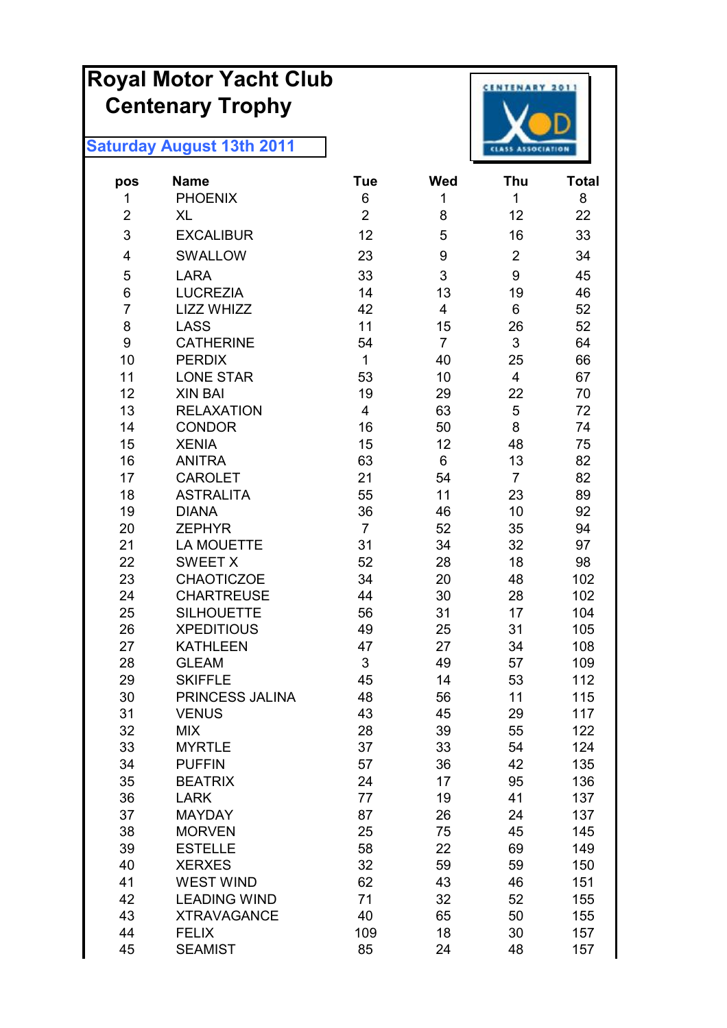# Royal Motor Yacht Club
## Centenary Trophy

**Saturday August 13th 2011**

| pos | Name | Tue | Wed | Thu | Total |
|---|---|---|---|---|---|
| 1 | PHOENIX | 6 | 1 | 1 | 8 |
| 2 | XL | 2 | 8 | 12 | 22 |
| 3 | EXCALIBUR | 12 | 5 | 16 | 33 |
| 4 | SWALLOW | 23 | 9 | 2 | 34 |
| 5 | LARA | 33 | 3 | 9 | 45 |
| 6 | LUCREZIA | 14 | 13 | 19 | 46 |
| 7 | LIZZ WHIZZ | 42 | 4 | 6 | 52 |
| 8 | LASS | 11 | 15 | 26 | 52 |
| 9 | CATHERINE | 54 | 7 | 3 | 64 |
| 10 | PERDIX | 1 | 40 | 25 | 66 |
| 11 | LONE STAR | 53 | 10 | 4 | 67 |
| 12 | XIN BAI | 19 | 29 | 22 | 70 |
| 13 | RELAXATION | 4 | 63 | 5 | 72 |
| 14 | CONDOR | 16 | 50 | 8 | 74 |
| 15 | XENIA | 15 | 12 | 48 | 75 |
| 16 | ANITRA | 63 | 6 | 13 | 82 |
| 17 | CAROLET | 21 | 54 | 7 | 82 |
| 18 | ASTRALITA | 55 | 11 | 23 | 89 |
| 19 | DIANA | 36 | 46 | 10 | 92 |
| 20 | ZEPHYR | 7 | 52 | 35 | 94 |
| 21 | LA MOUETTE | 31 | 34 | 32 | 97 |
| 22 | SWEET X | 52 | 28 | 18 | 98 |
| 23 | CHAOTICZOE | 34 | 20 | 48 | 102 |
| 24 | CHARTREUSE | 44 | 30 | 28 | 102 |
| 25 | SILHOUETTE | 56 | 31 | 17 | 104 |
| 26 | XPEDITIOUS | 49 | 25 | 31 | 105 |
| 27 | KATHLEEN | 47 | 27 | 34 | 108 |
| 28 | GLEAM | 3 | 49 | 57 | 109 |
| 29 | SKIFFLE | 45 | 14 | 53 | 112 |
| 30 | PRINCESS JALINA | 48 | 56 | 11 | 115 |
| 31 | VENUS | 43 | 45 | 29 | 117 |
| 32 | MIX | 28 | 39 | 55 | 122 |
| 33 | MYRTLE | 37 | 33 | 54 | 124 |
| 34 | PUFFIN | 57 | 36 | 42 | 135 |
| 35 | BEATRIX | 24 | 17 | 95 | 136 |
| 36 | LARK | 77 | 19 | 41 | 137 |
| 37 | MAYDAY | 87 | 26 | 24 | 137 |
| 38 | MORVEN | 25 | 75 | 45 | 145 |
| 39 | ESTELLE | 58 | 22 | 69 | 149 |
| 40 | XERXES | 32 | 59 | 59 | 150 |
| 41 | WEST WIND | 62 | 43 | 46 | 151 |
| 42 | LEADING WIND | 71 | 32 | 52 | 155 |
| 43 | XTRAVAGANCE | 40 | 65 | 50 | 155 |
| 44 | FELIX | 109 | 18 | 30 | 157 |
| 45 | SEAMIST | 85 | 24 | 48 | 157 |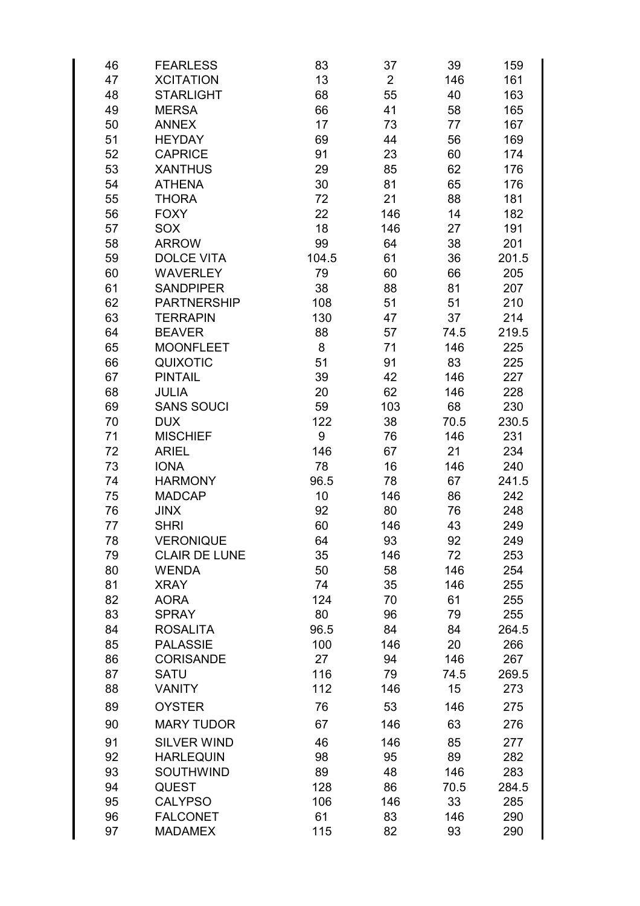| | | | | | |
|---|---|---|---|---|---|
| 46 | FEARLESS | 83 | 37 | 39 | 159 |
| 47 | XCITATION | 13 | 2 | 146 | 161 |
| 48 | STARLIGHT | 68 | 55 | 40 | 163 |
| 49 | MERSA | 66 | 41 | 58 | 165 |
| 50 | ANNEX | 17 | 73 | 77 | 167 |
| 51 | HEYDAY | 69 | 44 | 56 | 169 |
| 52 | CAPRICE | 91 | 23 | 60 | 174 |
| 53 | XANTHUS | 29 | 85 | 62 | 176 |
| 54 | ATHENA | 30 | 81 | 65 | 176 |
| 55 | THORA | 72 | 21 | 88 | 181 |
| 56 | FOXY | 22 | 146 | 14 | 182 |
| 57 | SOX | 18 | 146 | 27 | 191 |
| 58 | ARROW | 99 | 64 | 38 | 201 |
| 59 | DOLCE VITA | 104.5 | 61 | 36 | 201.5 |
| 60 | WAVERLEY | 79 | 60 | 66 | 205 |
| 61 | SANDPIPER | 38 | 88 | 81 | 207 |
| 62 | PARTNERSHIP | 108 | 51 | 51 | 210 |
| 63 | TERRAPIN | 130 | 47 | 37 | 214 |
| 64 | BEAVER | 88 | 57 | 74.5 | 219.5 |
| 65 | MOONFLEET | 8 | 71 | 146 | 225 |
| 66 | QUIXOTIC | 51 | 91 | 83 | 225 |
| 67 | PINTAIL | 39 | 42 | 146 | 227 |
| 68 | JULIA | 20 | 62 | 146 | 228 |
| 69 | SANS SOUCI | 59 | 103 | 68 | 230 |
| 70 | DUX | 122 | 38 | 70.5 | 230.5 |
| 71 | MISCHIEF | 9 | 76 | 146 | 231 |
| 72 | ARIEL | 146 | 67 | 21 | 234 |
| 73 | IONA | 78 | 16 | 146 | 240 |
| 74 | HARMONY | 96.5 | 78 | 67 | 241.5 |
| 75 | MADCAP | 10 | 146 | 86 | 242 |
| 76 | JINX | 92 | 80 | 76 | 248 |
| 77 | SHRI | 60 | 146 | 43 | 249 |
| 78 | VERONIQUE | 64 | 93 | 92 | 249 |
| 79 | CLAIR DE LUNE | 35 | 146 | 72 | 253 |
| 80 | WENDA | 50 | 58 | 146 | 254 |
| 81 | XRAY | 74 | 35 | 146 | 255 |
| 82 | AORA | 124 | 70 | 61 | 255 |
| 83 | SPRAY | 80 | 96 | 79 | 255 |
| 84 | ROSALITA | 96.5 | 84 | 84 | 264.5 |
| 85 | PALASSIE | 100 | 146 | 20 | 266 |
| 86 | CORISANDE | 27 | 94 | 146 | 267 |
| 87 | SATU | 116 | 79 | 74.5 | 269.5 |
| 88 | VANITY | 112 | 146 | 15 | 273 |
| 89 | OYSTER | 76 | 53 | 146 | 275 |
| 90 | MARY TUDOR | 67 | 146 | 63 | 276 |
| 91 | SILVER WIND | 46 | 146 | 85 | 277 |
| 92 | HARLEQUIN | 98 | 95 | 89 | 282 |
| 93 | SOUTHWIND | 89 | 48 | 146 | 283 |
| 94 | QUEST | 128 | 86 | 70.5 | 284.5 |
| 95 | CALYPSO | 106 | 146 | 33 | 285 |
| 96 | FALCONET | 61 | 83 | 146 | 290 |
| 97 | MADAMEX | 115 | 82 | 93 | 290 |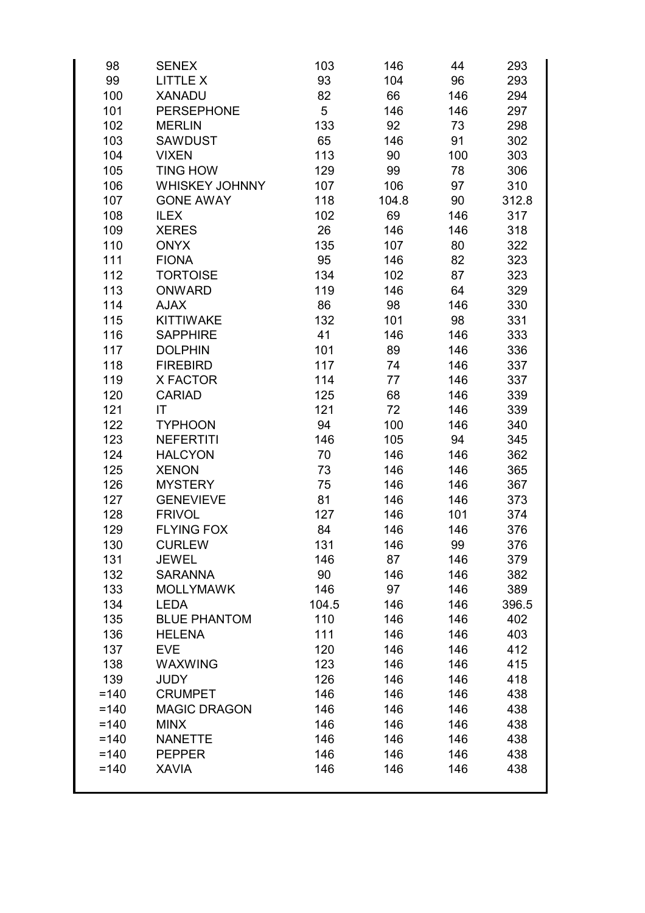| | | | | | |
|---|---|---|---|---|---|
| 98 | SENEX | 103 | 146 | 44 | 293 |
| 99 | LITTLE X | 93 | 104 | 96 | 293 |
| 100 | XANADU | 82 | 66 | 146 | 294 |
| 101 | PERSEPHONE | 5 | 146 | 146 | 297 |
| 102 | MERLIN | 133 | 92 | 73 | 298 |
| 103 | SAWDUST | 65 | 146 | 91 | 302 |
| 104 | VIXEN | 113 | 90 | 100 | 303 |
| 105 | TING HOW | 129 | 99 | 78 | 306 |
| 106 | WHISKEY JOHNNY | 107 | 106 | 97 | 310 |
| 107 | GONE AWAY | 118 | 104.8 | 90 | 312.8 |
| 108 | ILEX | 102 | 69 | 146 | 317 |
| 109 | XERES | 26 | 146 | 146 | 318 |
| 110 | ONYX | 135 | 107 | 80 | 322 |
| 111 | FIONA | 95 | 146 | 82 | 323 |
| 112 | TORTOISE | 134 | 102 | 87 | 323 |
| 113 | ONWARD | 119 | 146 | 64 | 329 |
| 114 | AJAX | 86 | 98 | 146 | 330 |
| 115 | KITTIWAKE | 132 | 101 | 98 | 331 |
| 116 | SAPPHIRE | 41 | 146 | 146 | 333 |
| 117 | DOLPHIN | 101 | 89 | 146 | 336 |
| 118 | FIREBIRD | 117 | 74 | 146 | 337 |
| 119 | X FACTOR | 114 | 77 | 146 | 337 |
| 120 | CARIAD | 125 | 68 | 146 | 339 |
| 121 | IT | 121 | 72 | 146 | 339 |
| 122 | TYPHOON | 94 | 100 | 146 | 340 |
| 123 | NEFERTITI | 146 | 105 | 94 | 345 |
| 124 | HALCYON | 70 | 146 | 146 | 362 |
| 125 | XENON | 73 | 146 | 146 | 365 |
| 126 | MYSTERY | 75 | 146 | 146 | 367 |
| 127 | GENEVIEVE | 81 | 146 | 146 | 373 |
| 128 | FRIVOL | 127 | 146 | 101 | 374 |
| 129 | FLYING FOX | 84 | 146 | 146 | 376 |
| 130 | CURLEW | 131 | 146 | 99 | 376 |
| 131 | JEWEL | 146 | 87 | 146 | 379 |
| 132 | SARANNA | 90 | 146 | 146 | 382 |
| 133 | MOLLYMAWK | 146 | 97 | 146 | 389 |
| 134 | LEDA | 104.5 | 146 | 146 | 396.5 |
| 135 | BLUE PHANTOM | 110 | 146 | 146 | 402 |
| 136 | HELENA | 111 | 146 | 146 | 403 |
| 137 | EVE | 120 | 146 | 146 | 412 |
| 138 | WAXWING | 123 | 146 | 146 | 415 |
| 139 | JUDY | 126 | 146 | 146 | 418 |
| =140 | CRUMPET | 146 | 146 | 146 | 438 |
| =140 | MAGIC DRAGON | 146 | 146 | 146 | 438 |
| =140 | MINX | 146 | 146 | 146 | 438 |
| =140 | NANETTE | 146 | 146 | 146 | 438 |
| =140 | PEPPER | 146 | 146 | 146 | 438 |
| =140 | XAVIA | 146 | 146 | 146 | 438 |